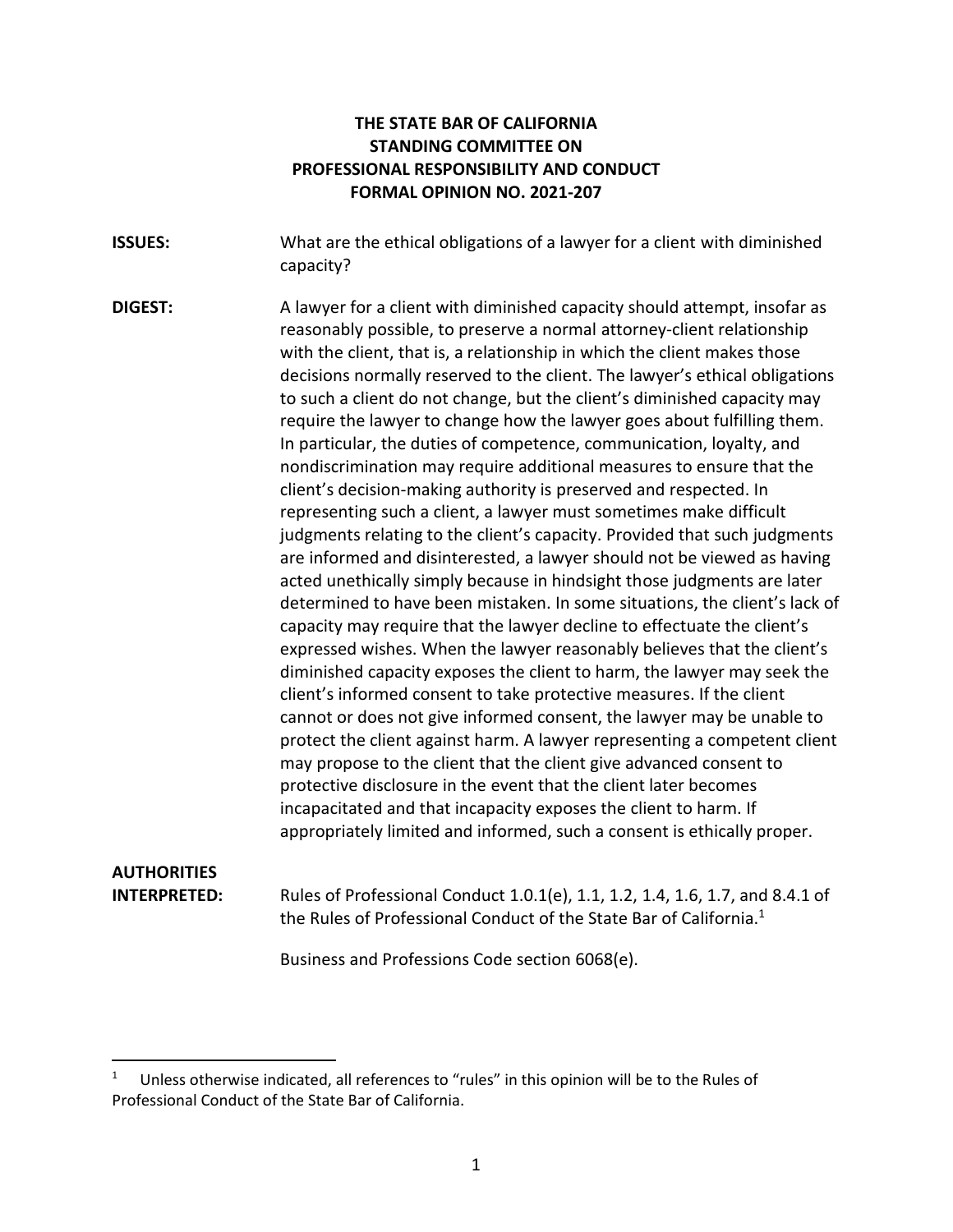**THE STATE BAR OF CALIFORNIA**
**STANDING COMMITTEE ON**
**PROFESSIONAL RESPONSIBILITY AND CONDUCT**
**FORMAL OPINION NO. 2021-207**

**ISSUES:** What are the ethical obligations of a lawyer for a client with diminished capacity?

**DIGEST:** A lawyer for a client with diminished capacity should attempt, insofar as reasonably possible, to preserve a normal attorney-client relationship with the client, that is, a relationship in which the client makes those decisions normally reserved to the client. The lawyer's ethical obligations to such a client do not change, but the client's diminished capacity may require the lawyer to change how the lawyer goes about fulfilling them. In particular, the duties of competence, communication, loyalty, and nondiscrimination may require additional measures to ensure that the client's decision-making authority is preserved and respected. In representing such a client, a lawyer must sometimes make difficult judgments relating to the client's capacity. Provided that such judgments are informed and disinterested, a lawyer should not be viewed as having acted unethically simply because in hindsight those judgments are later determined to have been mistaken. In some situations, the client's lack of capacity may require that the lawyer decline to effectuate the client's expressed wishes. When the lawyer reasonably believes that the client's diminished capacity exposes the client to harm, the lawyer may seek the client's informed consent to take protective measures. If the client cannot or does not give informed consent, the lawyer may be unable to protect the client against harm. A lawyer representing a competent client may propose to the client that the client give advanced consent to protective disclosure in the event that the client later becomes incapacitated and that incapacity exposes the client to harm. If appropriately limited and informed, such a consent is ethically proper.

**AUTHORITIES INTERPRETED:** Rules of Professional Conduct 1.0.1(e), 1.1, 1.2, 1.4, 1.6, 1.7, and 8.4.1 of the Rules of Professional Conduct of the State Bar of California.[1]

Business and Professions Code section 6068(e).

[1] Unless otherwise indicated, all references to "rules" in this opinion will be to the Rules of Professional Conduct of the State Bar of California.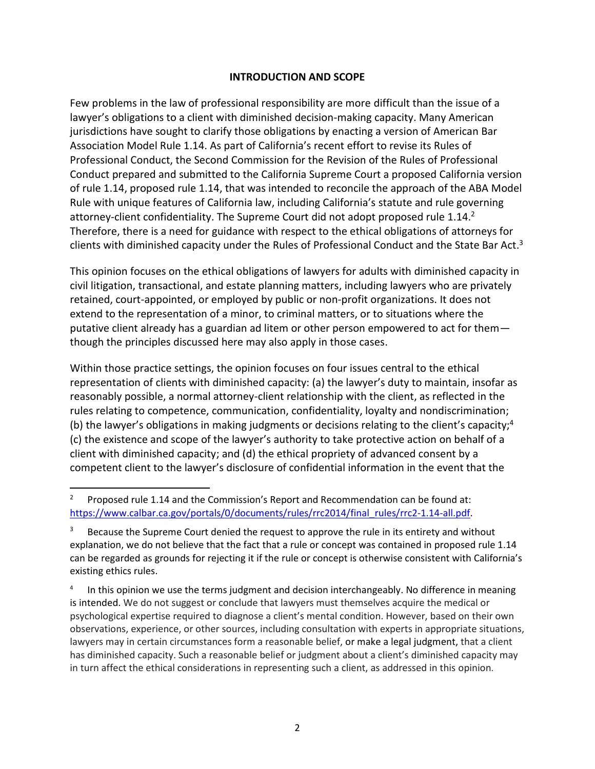**INTRODUCTION AND SCOPE**

Few problems in the law of professional responsibility are more difficult than the issue of a lawyer's obligations to a client with diminished decision-making capacity. Many American jurisdictions have sought to clarify those obligations by enacting a version of American Bar Association Model Rule 1.14. As part of California's recent effort to revise its Rules of Professional Conduct, the Second Commission for the Revision of the Rules of Professional Conduct prepared and submitted to the California Supreme Court a proposed California version of rule 1.14, proposed rule 1.14, that was intended to reconcile the approach of the ABA Model Rule with unique features of California law, including California's statute and rule governing attorney-client confidentiality. The Supreme Court did not adopt proposed rule 1.14.[2] Therefore, there is a need for guidance with respect to the ethical obligations of attorneys for clients with diminished capacity under the Rules of Professional Conduct and the State Bar Act.[3]

This opinion focuses on the ethical obligations of lawyers for adults with diminished capacity in civil litigation, transactional, and estate planning matters, including lawyers who are privately retained, court-appointed, or employed by public or non-profit organizations. It does not extend to the representation of a minor, to criminal matters, or to situations where the putative client already has a guardian ad litem or other person empowered to act for them—though the principles discussed here may also apply in those cases.

Within those practice settings, the opinion focuses on four issues central to the ethical representation of clients with diminished capacity: (a) the lawyer's duty to maintain, insofar as reasonably possible, a normal attorney-client relationship with the client, as reflected in the rules relating to competence, communication, confidentiality, loyalty and nondiscrimination; (b) the lawyer's obligations in making judgments or decisions relating to the client's capacity;[4] (c) the existence and scope of the lawyer's authority to take protective action on behalf of a client with diminished capacity; and (d) the ethical propriety of advanced consent by a competent client to the lawyer's disclosure of confidential information in the event that the

---

[2] Proposed rule 1.14 and the Commission's Report and Recommendation can be found at: https://www.calbar.ca.gov/portals/0/documents/rules/rrc2014/final_rules/rrc2-1.14-all.pdf.

[3] Because the Supreme Court denied the request to approve the rule in its entirety and without explanation, we do not believe that the fact that a rule or concept was contained in proposed rule 1.14 can be regarded as grounds for rejecting it if the rule or concept is otherwise consistent with California's existing ethics rules.

[4] In this opinion we use the terms judgment and decision interchangeably. No difference in meaning is intended. We do not suggest or conclude that lawyers must themselves acquire the medical or psychological expertise required to diagnose a client's mental condition. However, based on their own observations, experience, or other sources, including consultation with experts in appropriate situations, lawyers may in certain circumstances form a reasonable belief, or make a legal judgment, that a client has diminished capacity. Such a reasonable belief or judgment about a client's diminished capacity may in turn affect the ethical considerations in representing such a client, as addressed in this opinion.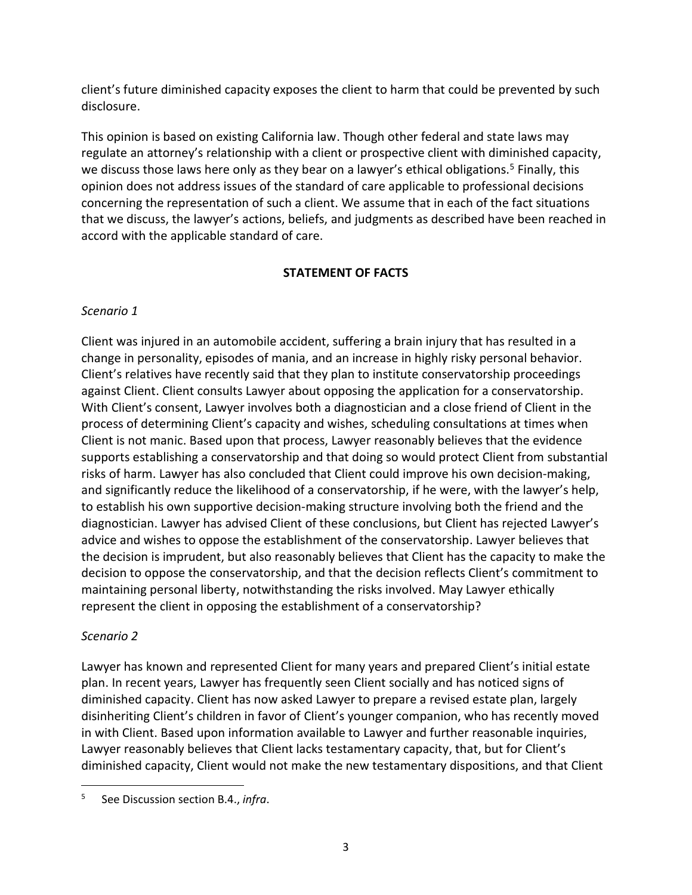client's future diminished capacity exposes the client to harm that could be prevented by such disclosure.

This opinion is based on existing California law. Though other federal and state laws may regulate an attorney's relationship with a client or prospective client with diminished capacity, we discuss those laws here only as they bear on a lawyer's ethical obligations.[5] Finally, this opinion does not address issues of the standard of care applicable to professional decisions concerning the representation of such a client. We assume that in each of the fact situations that we discuss, the lawyer's actions, beliefs, and judgments as described have been reached in accord with the applicable standard of care.

## STATEMENT OF FACTS

*Scenario 1*

Client was injured in an automobile accident, suffering a brain injury that has resulted in a change in personality, episodes of mania, and an increase in highly risky personal behavior. Client's relatives have recently said that they plan to institute conservatorship proceedings against Client. Client consults Lawyer about opposing the application for a conservatorship. With Client's consent, Lawyer involves both a diagnostician and a close friend of Client in the process of determining Client's capacity and wishes, scheduling consultations at times when Client is not manic. Based upon that process, Lawyer reasonably believes that the evidence supports establishing a conservatorship and that doing so would protect Client from substantial risks of harm. Lawyer has also concluded that Client could improve his own decision-making, and significantly reduce the likelihood of a conservatorship, if he were, with the lawyer's help, to establish his own supportive decision-making structure involving both the friend and the diagnostician. Lawyer has advised Client of these conclusions, but Client has rejected Lawyer's advice and wishes to oppose the establishment of the conservatorship. Lawyer believes that the decision is imprudent, but also reasonably believes that Client has the capacity to make the decision to oppose the conservatorship, and that the decision reflects Client's commitment to maintaining personal liberty, notwithstanding the risks involved. May Lawyer ethically represent the client in opposing the establishment of a conservatorship?

*Scenario 2*

Lawyer has known and represented Client for many years and prepared Client's initial estate plan. In recent years, Lawyer has frequently seen Client socially and has noticed signs of diminished capacity. Client has now asked Lawyer to prepare a revised estate plan, largely disinheriting Client's children in favor of Client's younger companion, who has recently moved in with Client. Based upon information available to Lawyer and further reasonable inquiries, Lawyer reasonably believes that Client lacks testamentary capacity, that, but for Client's diminished capacity, Client would not make the new testamentary dispositions, and that Client

---

[5] See Discussion section B.4., *infra*.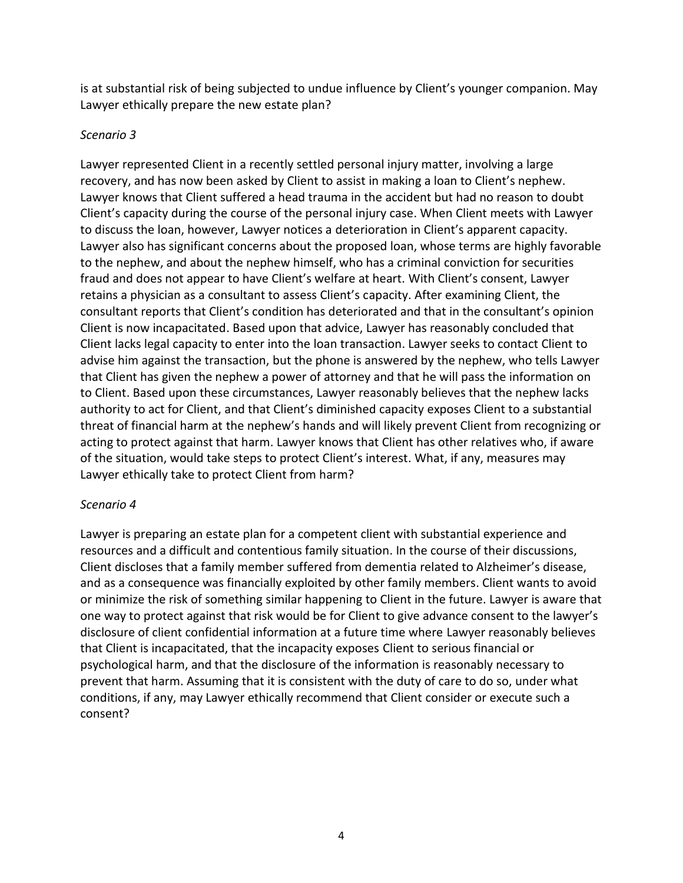is at substantial risk of being subjected to undue influence by Client's younger companion. May Lawyer ethically prepare the new estate plan?

*Scenario 3*

Lawyer represented Client in a recently settled personal injury matter, involving a large recovery, and has now been asked by Client to assist in making a loan to Client's nephew. Lawyer knows that Client suffered a head trauma in the accident but had no reason to doubt Client's capacity during the course of the personal injury case. When Client meets with Lawyer to discuss the loan, however, Lawyer notices a deterioration in Client's apparent capacity. Lawyer also has significant concerns about the proposed loan, whose terms are highly favorable to the nephew, and about the nephew himself, who has a criminal conviction for securities fraud and does not appear to have Client's welfare at heart. With Client's consent, Lawyer retains a physician as a consultant to assess Client's capacity. After examining Client, the consultant reports that Client's condition has deteriorated and that in the consultant's opinion Client is now incapacitated. Based upon that advice, Lawyer has reasonably concluded that Client lacks legal capacity to enter into the loan transaction. Lawyer seeks to contact Client to advise him against the transaction, but the phone is answered by the nephew, who tells Lawyer that Client has given the nephew a power of attorney and that he will pass the information on to Client. Based upon these circumstances, Lawyer reasonably believes that the nephew lacks authority to act for Client, and that Client's diminished capacity exposes Client to a substantial threat of financial harm at the nephew's hands and will likely prevent Client from recognizing or acting to protect against that harm. Lawyer knows that Client has other relatives who, if aware of the situation, would take steps to protect Client's interest. What, if any, measures may Lawyer ethically take to protect Client from harm?

*Scenario 4*

Lawyer is preparing an estate plan for a competent client with substantial experience and resources and a difficult and contentious family situation. In the course of their discussions, Client discloses that a family member suffered from dementia related to Alzheimer's disease, and as a consequence was financially exploited by other family members. Client wants to avoid or minimize the risk of something similar happening to Client in the future. Lawyer is aware that one way to protect against that risk would be for Client to give advance consent to the lawyer's disclosure of client confidential information at a future time where Lawyer reasonably believes that Client is incapacitated, that the incapacity exposes Client to serious financial or psychological harm, and that the disclosure of the information is reasonably necessary to prevent that harm. Assuming that it is consistent with the duty of care to do so, under what conditions, if any, may Lawyer ethically recommend that Client consider or execute such a consent?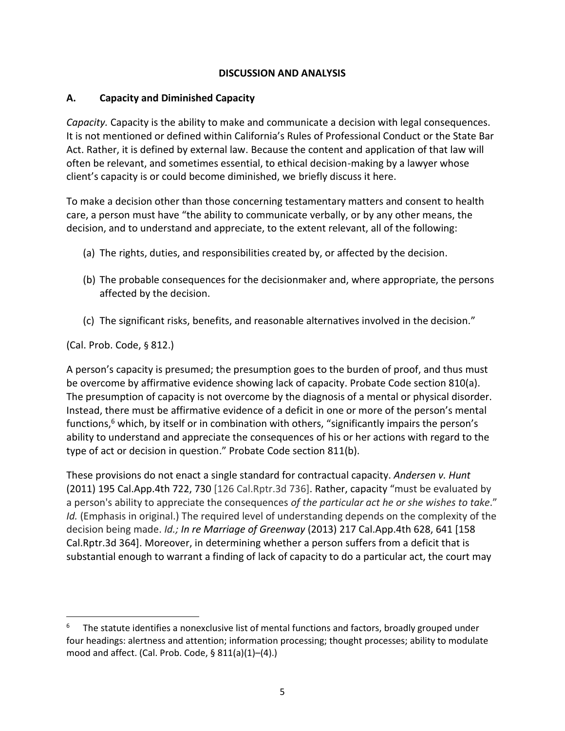## DISCUSSION AND ANALYSIS

### A. Capacity and Diminished Capacity

*Capacity.* Capacity is the ability to make and communicate a decision with legal consequences. It is not mentioned or defined within California's Rules of Professional Conduct or the State Bar Act. Rather, it is defined by external law. Because the content and application of that law will often be relevant, and sometimes essential, to ethical decision-making by a lawyer whose client's capacity is or could become diminished, we briefly discuss it here.

To make a decision other than those concerning testamentary matters and consent to health care, a person must have "the ability to communicate verbally, or by any other means, the decision, and to understand and appreciate, to the extent relevant, all of the following:

(a) The rights, duties, and responsibilities created by, or affected by the decision.

(b) The probable consequences for the decisionmaker and, where appropriate, the persons affected by the decision.

(c) The significant risks, benefits, and reasonable alternatives involved in the decision."

(Cal. Prob. Code, § 812.)

A person's capacity is presumed; the presumption goes to the burden of proof, and thus must be overcome by affirmative evidence showing lack of capacity. Probate Code section 810(a). The presumption of capacity is not overcome by the diagnosis of a mental or physical disorder. Instead, there must be affirmative evidence of a deficit in one or more of the person's mental functions,[6] which, by itself or in combination with others, "significantly impairs the person's ability to understand and appreciate the consequences of his or her actions with regard to the type of act or decision in question." Probate Code section 811(b).

These provisions do not enact a single standard for contractual capacity. *Andersen v. Hunt* (2011) 195 Cal.App.4th 722, 730 [126 Cal.Rptr.3d 736]. Rather, capacity "must be evaluated by a person's ability to appreciate the consequences *of the particular act he or she wishes to take*." *Id.* (Emphasis in original.) The required level of understanding depends on the complexity of the decision being made. *Id.; In re Marriage of Greenway* (2013) 217 Cal.App.4th 628, 641 [158 Cal.Rptr.3d 364]. Moreover, in determining whether a person suffers from a deficit that is substantial enough to warrant a finding of lack of capacity to do a particular act, the court may

[6] The statute identifies a nonexclusive list of mental functions and factors, broadly grouped under four headings: alertness and attention; information processing; thought processes; ability to modulate mood and affect. (Cal. Prob. Code, § 811(a)(1)–(4).)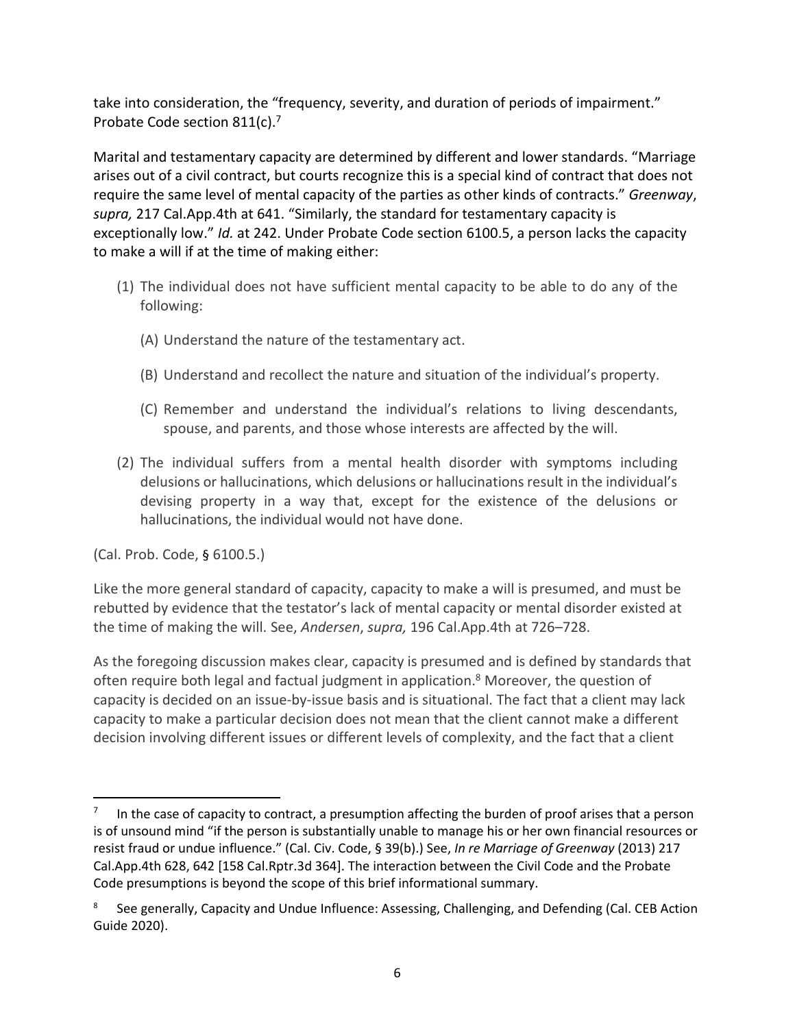take into consideration, the "frequency, severity, and duration of periods of impairment." Probate Code section 811(c).[7]

Marital and testamentary capacity are determined by different and lower standards. "Marriage arises out of a civil contract, but courts recognize this is a special kind of contract that does not require the same level of mental capacity of the parties as other kinds of contracts." *Greenway*, *supra,* 217 Cal.App.4th at 641. "Similarly, the standard for testamentary capacity is exceptionally low." *Id.* at 242. Under Probate Code section 6100.5, a person lacks the capacity to make a will if at the time of making either:

> (1) The individual does not have sufficient mental capacity to be able to do any of the following:
>
> (A) Understand the nature of the testamentary act.
>
> (B) Understand and recollect the nature and situation of the individual's property.
>
> (C) Remember and understand the individual's relations to living descendants, spouse, and parents, and those whose interests are affected by the will.
>
> (2) The individual suffers from a mental health disorder with symptoms including delusions or hallucinations, which delusions or hallucinations result in the individual's devising property in a way that, except for the existence of the delusions or hallucinations, the individual would not have done.

(Cal. Prob. Code, § 6100.5.)

Like the more general standard of capacity, capacity to make a will is presumed, and must be rebutted by evidence that the testator's lack of mental capacity or mental disorder existed at the time of making the will. See, *Andersen*, *supra,* 196 Cal.App.4th at 726–728.

As the foregoing discussion makes clear, capacity is presumed and is defined by standards that often require both legal and factual judgment in application.[8] Moreover, the question of capacity is decided on an issue-by-issue basis and is situational. The fact that a client may lack capacity to make a particular decision does not mean that the client cannot make a different decision involving different issues or different levels of complexity, and the fact that a client

---

[7] In the case of capacity to contract, a presumption affecting the burden of proof arises that a person is of unsound mind "if the person is substantially unable to manage his or her own financial resources or resist fraud or undue influence." (Cal. Civ. Code, § 39(b).) See, *In re Marriage of Greenway* (2013) 217 Cal.App.4th 628, 642 [158 Cal.Rptr.3d 364]. The interaction between the Civil Code and the Probate Code presumptions is beyond the scope of this brief informational summary.

[8] See generally, Capacity and Undue Influence: Assessing, Challenging, and Defending (Cal. CEB Action Guide 2020).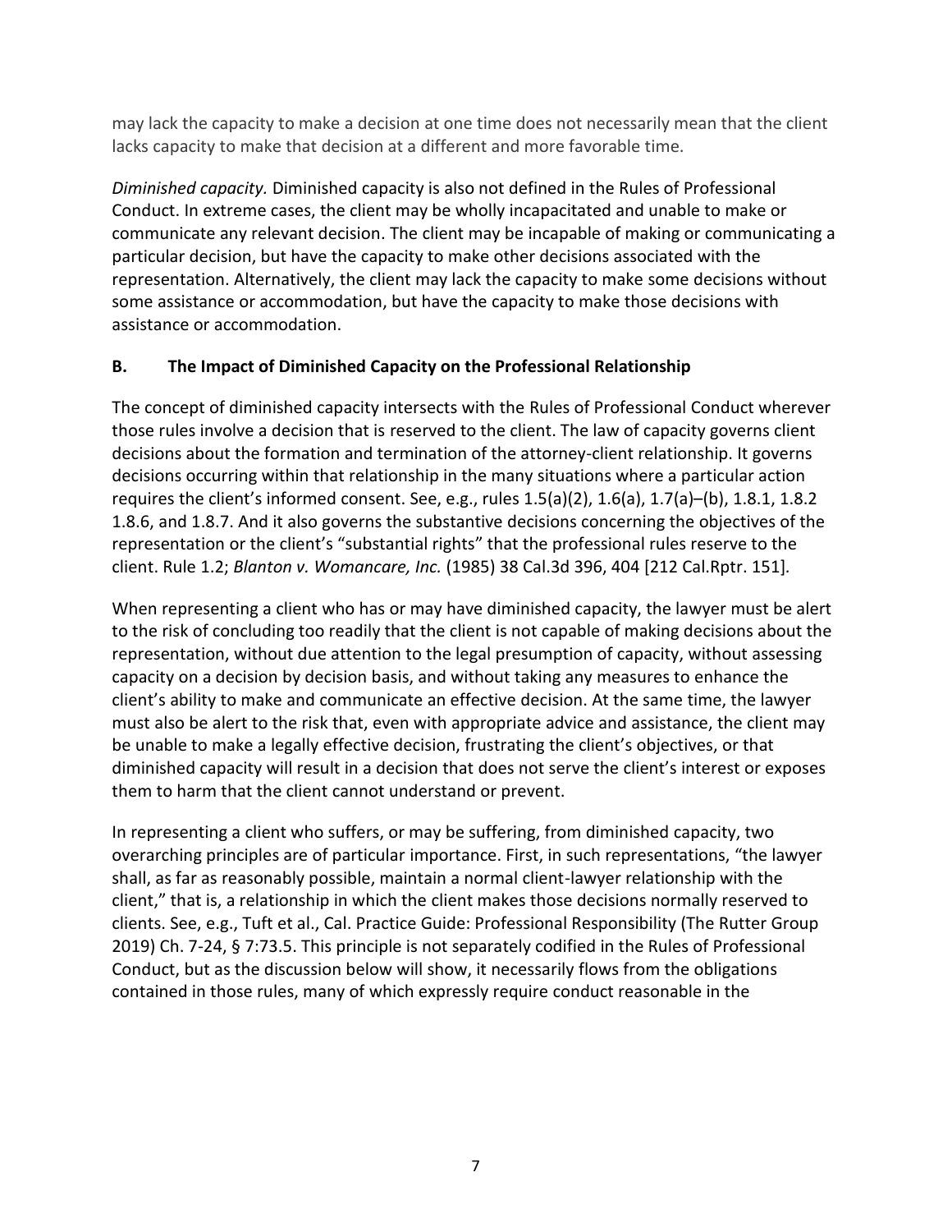may lack the capacity to make a decision at one time does not necessarily mean that the client lacks capacity to make that decision at a different and more favorable time.

*Diminished capacity.* Diminished capacity is also not defined in the Rules of Professional Conduct. In extreme cases, the client may be wholly incapacitated and unable to make or communicate any relevant decision. The client may be incapable of making or communicating a particular decision, but have the capacity to make other decisions associated with the representation. Alternatively, the client may lack the capacity to make some decisions without some assistance or accommodation, but have the capacity to make those decisions with assistance or accommodation.

### B. The Impact of Diminished Capacity on the Professional Relationship

The concept of diminished capacity intersects with the Rules of Professional Conduct wherever those rules involve a decision that is reserved to the client. The law of capacity governs client decisions about the formation and termination of the attorney-client relationship. It governs decisions occurring within that relationship in the many situations where a particular action requires the client's informed consent. See, e.g., rules 1.5(a)(2), 1.6(a), 1.7(a)–(b), 1.8.1, 1.8.2 1.8.6, and 1.8.7. And it also governs the substantive decisions concerning the objectives of the representation or the client's "substantial rights" that the professional rules reserve to the client. Rule 1.2; *Blanton v. Womancare, Inc.* (1985) 38 Cal.3d 396, 404 [212 Cal.Rptr. 151].

When representing a client who has or may have diminished capacity, the lawyer must be alert to the risk of concluding too readily that the client is not capable of making decisions about the representation, without due attention to the legal presumption of capacity, without assessing capacity on a decision by decision basis, and without taking any measures to enhance the client's ability to make and communicate an effective decision. At the same time, the lawyer must also be alert to the risk that, even with appropriate advice and assistance, the client may be unable to make a legally effective decision, frustrating the client's objectives, or that diminished capacity will result in a decision that does not serve the client's interest or exposes them to harm that the client cannot understand or prevent.

In representing a client who suffers, or may be suffering, from diminished capacity, two overarching principles are of particular importance. First, in such representations, "the lawyer shall, as far as reasonably possible, maintain a normal client-lawyer relationship with the client," that is, a relationship in which the client makes those decisions normally reserved to clients. See, e.g., Tuft et al., Cal. Practice Guide: Professional Responsibility (The Rutter Group 2019) Ch. 7-24, § 7:73.5. This principle is not separately codified in the Rules of Professional Conduct, but as the discussion below will show, it necessarily flows from the obligations contained in those rules, many of which expressly require conduct reasonable in the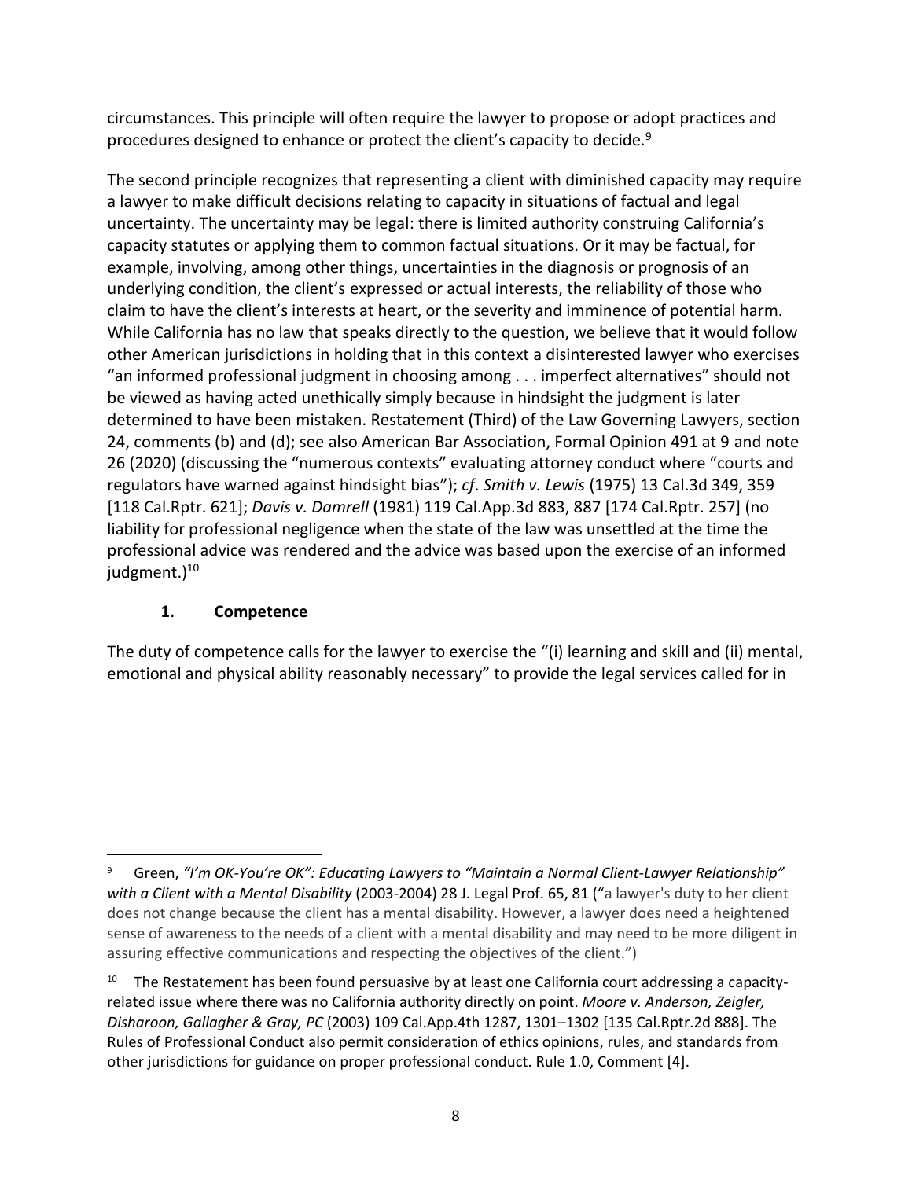circumstances. This principle will often require the lawyer to propose or adopt practices and procedures designed to enhance or protect the client's capacity to decide.[9]

The second principle recognizes that representing a client with diminished capacity may require a lawyer to make difficult decisions relating to capacity in situations of factual and legal uncertainty. The uncertainty may be legal: there is limited authority construing California's capacity statutes or applying them to common factual situations. Or it may be factual, for example, involving, among other things, uncertainties in the diagnosis or prognosis of an underlying condition, the client's expressed or actual interests, the reliability of those who claim to have the client's interests at heart, or the severity and imminence of potential harm. While California has no law that speaks directly to the question, we believe that it would follow other American jurisdictions in holding that in this context a disinterested lawyer who exercises "an informed professional judgment in choosing among . . . imperfect alternatives" should not be viewed as having acted unethically simply because in hindsight the judgment is later determined to have been mistaken. Restatement (Third) of the Law Governing Lawyers, section 24, comments (b) and (d); see also American Bar Association, Formal Opinion 491 at 9 and note 26 (2020) (discussing the "numerous contexts" evaluating attorney conduct where "courts and regulators have warned against hindsight bias"); *cf*. *Smith v. Lewis* (1975) 13 Cal.3d 349, 359 [118 Cal.Rptr. 621]; *Davis v. Damrell* (1981) 119 Cal.App.3d 883, 887 [174 Cal.Rptr. 257] (no liability for professional negligence when the state of the law was unsettled at the time the professional advice was rendered and the advice was based upon the exercise of an informed judgment.)[10]

### 1. Competence

The duty of competence calls for the lawyer to exercise the "(i) learning and skill and (ii) mental, emotional and physical ability reasonably necessary" to provide the legal services called for in

---

[9] Green, *"I'm OK-You're OK": Educating Lawyers to "Maintain a Normal Client-Lawyer Relationship" with a Client with a Mental Disability* (2003-2004) 28 J. Legal Prof. 65, 81 ("a lawyer's duty to her client does not change because the client has a mental disability. However, a lawyer does need a heightened sense of awareness to the needs of a client with a mental disability and may need to be more diligent in assuring effective communications and respecting the objectives of the client.")

[10] The Restatement has been found persuasive by at least one California court addressing a capacity-related issue where there was no California authority directly on point. *Moore v. Anderson, Zeigler, Disharoon, Gallagher & Gray, PC* (2003) 109 Cal.App.4th 1287, 1301–1302 [135 Cal.Rptr.2d 888]. The Rules of Professional Conduct also permit consideration of ethics opinions, rules, and standards from other jurisdictions for guidance on proper professional conduct. Rule 1.0, Comment [4].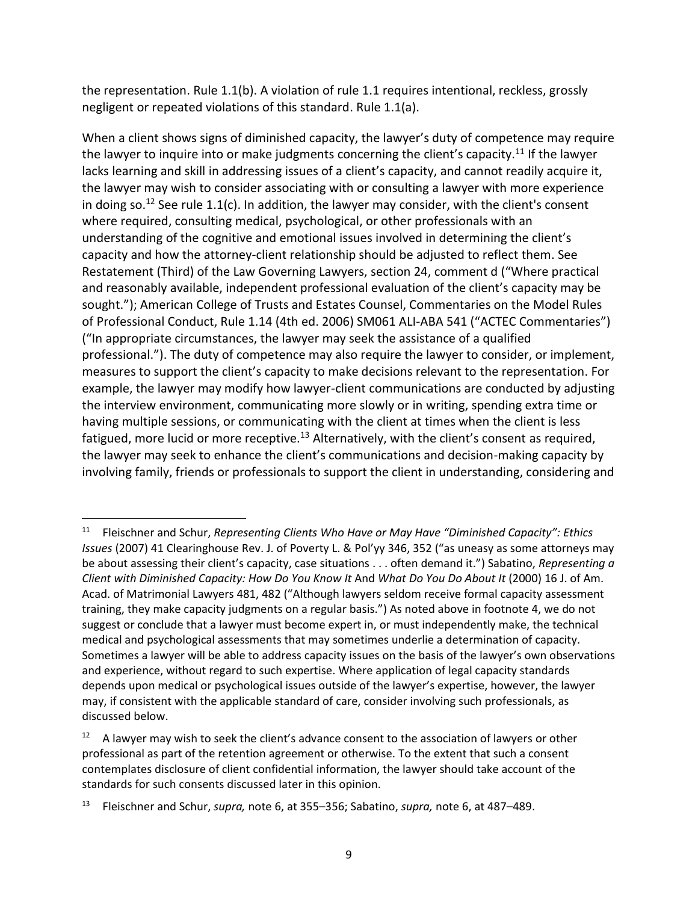the representation. Rule 1.1(b). A violation of rule 1.1 requires intentional, reckless, grossly negligent or repeated violations of this standard. Rule 1.1(a).

When a client shows signs of diminished capacity, the lawyer's duty of competence may require the lawyer to inquire into or make judgments concerning the client's capacity.[11] If the lawyer lacks learning and skill in addressing issues of a client's capacity, and cannot readily acquire it, the lawyer may wish to consider associating with or consulting a lawyer with more experience in doing so.[12] See rule 1.1(c). In addition, the lawyer may consider, with the client's consent where required, consulting medical, psychological, or other professionals with an understanding of the cognitive and emotional issues involved in determining the client's capacity and how the attorney-client relationship should be adjusted to reflect them. See Restatement (Third) of the Law Governing Lawyers, section 24, comment d ("Where practical and reasonably available, independent professional evaluation of the client's capacity may be sought."); American College of Trusts and Estates Counsel, Commentaries on the Model Rules of Professional Conduct, Rule 1.14 (4th ed. 2006) SM061 ALI-ABA 541 ("ACTEC Commentaries") ("In appropriate circumstances, the lawyer may seek the assistance of a qualified professional."). The duty of competence may also require the lawyer to consider, or implement, measures to support the client's capacity to make decisions relevant to the representation. For example, the lawyer may modify how lawyer-client communications are conducted by adjusting the interview environment, communicating more slowly or in writing, spending extra time or having multiple sessions, or communicating with the client at times when the client is less fatigued, more lucid or more receptive.[13] Alternatively, with the client's consent as required, the lawyer may seek to enhance the client's communications and decision-making capacity by involving family, friends or professionals to support the client in understanding, considering and

---

[11] Fleischner and Schur, *Representing Clients Who Have or May Have "Diminished Capacity": Ethics Issues* (2007) 41 Clearinghouse Rev. J. of Poverty L. & Pol'yy 346, 352 ("as uneasy as some attorneys may be about assessing their client's capacity, case situations . . . often demand it.") Sabatino, *Representing a Client with Diminished Capacity: How Do You Know It* And *What Do You Do About It* (2000) 16 J. of Am. Acad. of Matrimonial Lawyers 481, 482 ("Although lawyers seldom receive formal capacity assessment training, they make capacity judgments on a regular basis.") As noted above in footnote 4, we do not suggest or conclude that a lawyer must become expert in, or must independently make, the technical medical and psychological assessments that may sometimes underlie a determination of capacity. Sometimes a lawyer will be able to address capacity issues on the basis of the lawyer's own observations and experience, without regard to such expertise. Where application of legal capacity standards depends upon medical or psychological issues outside of the lawyer's expertise, however, the lawyer may, if consistent with the applicable standard of care, consider involving such professionals, as discussed below.

[12] A lawyer may wish to seek the client's advance consent to the association of lawyers or other professional as part of the retention agreement or otherwise. To the extent that such a consent contemplates disclosure of client confidential information, the lawyer should take account of the standards for such consents discussed later in this opinion.

[13] Fleischner and Schur, *supra,* note 6, at 355–356; Sabatino, *supra,* note 6, at 487–489.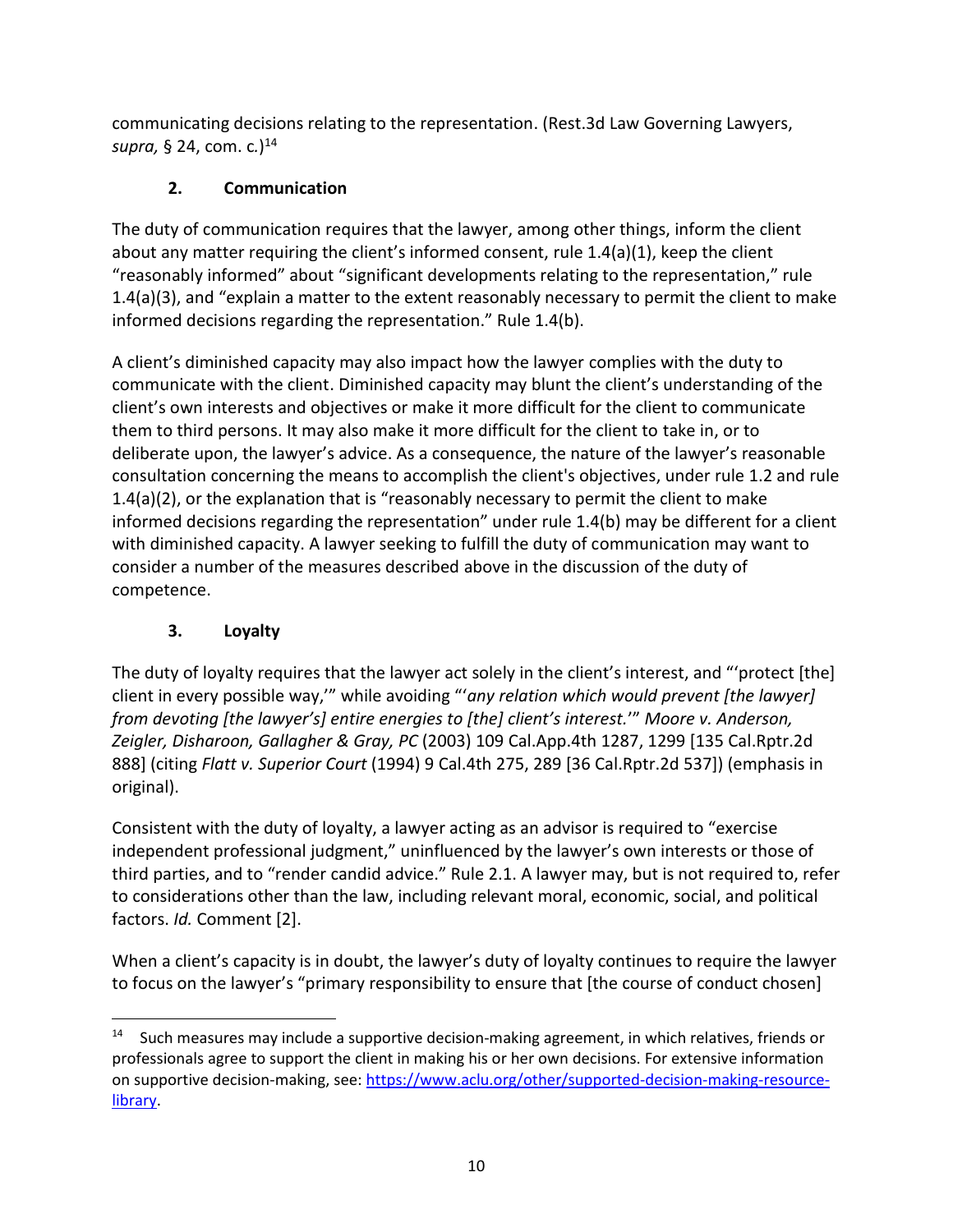communicating decisions relating to the representation. (Rest.3d Law Governing Lawyers, *supra,* § 24, com. c.)[14]

### 2. Communication

The duty of communication requires that the lawyer, among other things, inform the client about any matter requiring the client's informed consent, rule 1.4(a)(1), keep the client "reasonably informed" about "significant developments relating to the representation," rule 1.4(a)(3), and "explain a matter to the extent reasonably necessary to permit the client to make informed decisions regarding the representation." Rule 1.4(b).

A client's diminished capacity may also impact how the lawyer complies with the duty to communicate with the client. Diminished capacity may blunt the client's understanding of the client's own interests and objectives or make it more difficult for the client to communicate them to third persons. It may also make it more difficult for the client to take in, or to deliberate upon, the lawyer's advice. As a consequence, the nature of the lawyer's reasonable consultation concerning the means to accomplish the client's objectives, under rule 1.2 and rule 1.4(a)(2), or the explanation that is "reasonably necessary to permit the client to make informed decisions regarding the representation" under rule 1.4(b) may be different for a client with diminished capacity. A lawyer seeking to fulfill the duty of communication may want to consider a number of the measures described above in the discussion of the duty of competence.

### 3. Loyalty

The duty of loyalty requires that the lawyer act solely in the client's interest, and "'protect [the] client in every possible way,'" while avoiding "'*any relation which would prevent [the lawyer] from devoting [the lawyer's] entire energies to [the] client's interest.*'" *Moore v. Anderson, Zeigler, Disharoon, Gallagher & Gray, PC* (2003) 109 Cal.App.4th 1287, 1299 [135 Cal.Rptr.2d 888] (citing *Flatt v. Superior Court* (1994) 9 Cal.4th 275, 289 [36 Cal.Rptr.2d 537]) (emphasis in original).

Consistent with the duty of loyalty, a lawyer acting as an advisor is required to "exercise independent professional judgment," uninfluenced by the lawyer's own interests or those of third parties, and to "render candid advice." Rule 2.1. A lawyer may, but is not required to, refer to considerations other than the law, including relevant moral, economic, social, and political factors. *Id.* Comment [2].

When a client's capacity is in doubt, the lawyer's duty of loyalty continues to require the lawyer to focus on the lawyer's "primary responsibility to ensure that [the course of conduct chosen]

---

[14] Such measures may include a supportive decision-making agreement, in which relatives, friends or professionals agree to support the client in making his or her own decisions. For extensive information on supportive decision-making, see: https://www.aclu.org/other/supported-decision-making-resource-library.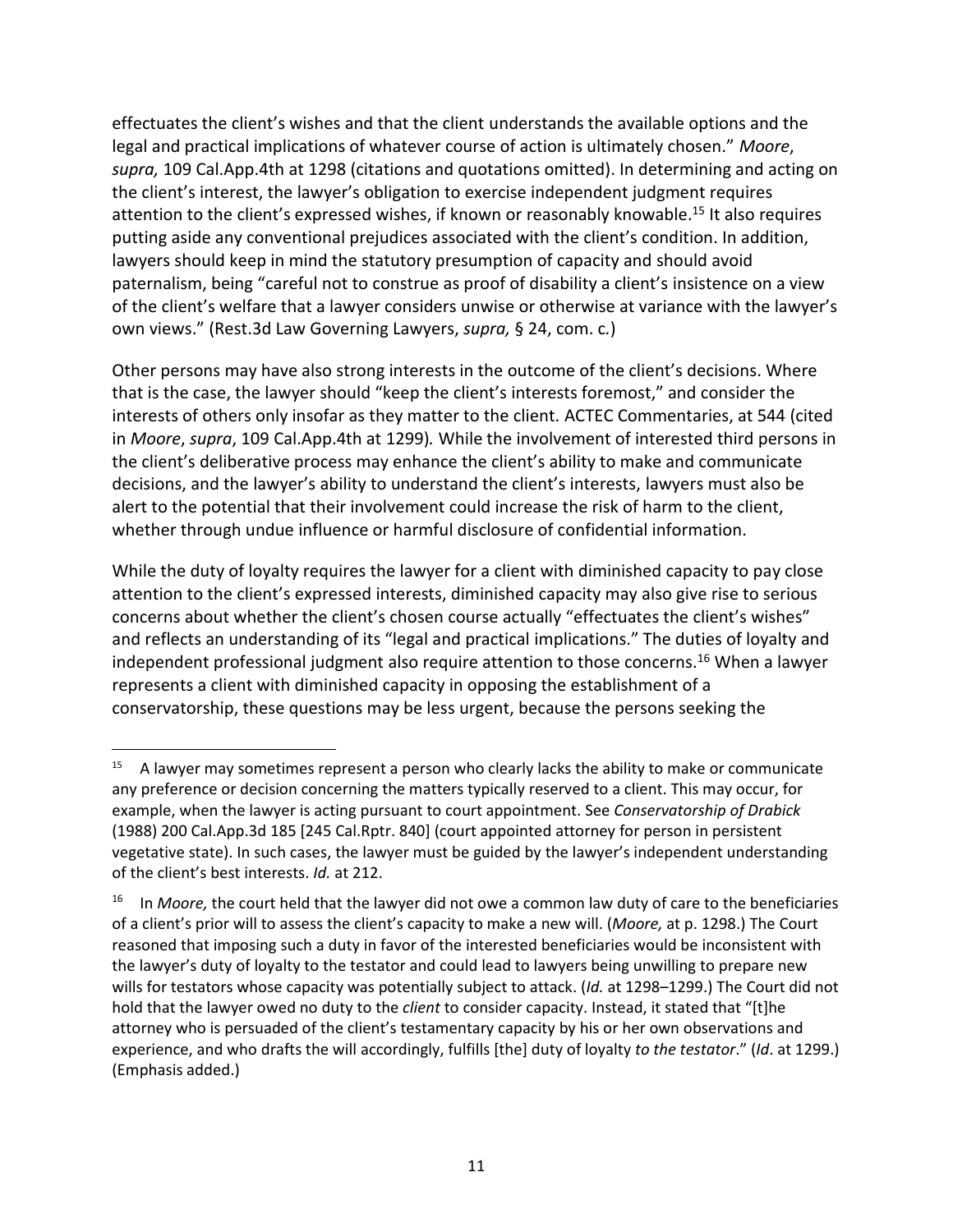effectuates the client's wishes and that the client understands the available options and the legal and practical implications of whatever course of action is ultimately chosen." *Moore*, *supra,* 109 Cal.App.4th at 1298 (citations and quotations omitted). In determining and acting on the client's interest, the lawyer's obligation to exercise independent judgment requires attention to the client's expressed wishes, if known or reasonably knowable.[15] It also requires putting aside any conventional prejudices associated with the client's condition. In addition, lawyers should keep in mind the statutory presumption of capacity and should avoid paternalism, being "careful not to construe as proof of disability a client's insistence on a view of the client's welfare that a lawyer considers unwise or otherwise at variance with the lawyer's own views." (Rest.3d Law Governing Lawyers, *supra,* § 24, com. c.)

Other persons may have also strong interests in the outcome of the client's decisions. Where that is the case, the lawyer should "keep the client's interests foremost," and consider the interests of others only insofar as they matter to the client. ACTEC Commentaries, at 544 (cited in *Moore*, *supra*, 109 Cal.App.4th at 1299)*.* While the involvement of interested third persons in the client's deliberative process may enhance the client's ability to make and communicate decisions, and the lawyer's ability to understand the client's interests, lawyers must also be alert to the potential that their involvement could increase the risk of harm to the client, whether through undue influence or harmful disclosure of confidential information.

While the duty of loyalty requires the lawyer for a client with diminished capacity to pay close attention to the client's expressed interests, diminished capacity may also give rise to serious concerns about whether the client's chosen course actually "effectuates the client's wishes" and reflects an understanding of its "legal and practical implications." The duties of loyalty and independent professional judgment also require attention to those concerns.[16] When a lawyer represents a client with diminished capacity in opposing the establishment of a conservatorship, these questions may be less urgent, because the persons seeking the

---

[15] A lawyer may sometimes represent a person who clearly lacks the ability to make or communicate any preference or decision concerning the matters typically reserved to a client. This may occur, for example, when the lawyer is acting pursuant to court appointment. See *Conservatorship of Drabick* (1988) 200 Cal.App.3d 185 [245 Cal.Rptr. 840] (court appointed attorney for person in persistent vegetative state). In such cases, the lawyer must be guided by the lawyer's independent understanding of the client's best interests. *Id.* at 212.

[16] In *Moore,* the court held that the lawyer did not owe a common law duty of care to the beneficiaries of a client's prior will to assess the client's capacity to make a new will. (*Moore,* at p. 1298.) The Court reasoned that imposing such a duty in favor of the interested beneficiaries would be inconsistent with the lawyer's duty of loyalty to the testator and could lead to lawyers being unwilling to prepare new wills for testators whose capacity was potentially subject to attack. (*Id.* at 1298–1299.) The Court did not hold that the lawyer owed no duty to the *client* to consider capacity. Instead, it stated that "[t]he attorney who is persuaded of the client's testamentary capacity by his or her own observations and experience, and who drafts the will accordingly, fulfills [the] duty of loyalty *to the testator*." (*Id*. at 1299.) (Emphasis added.)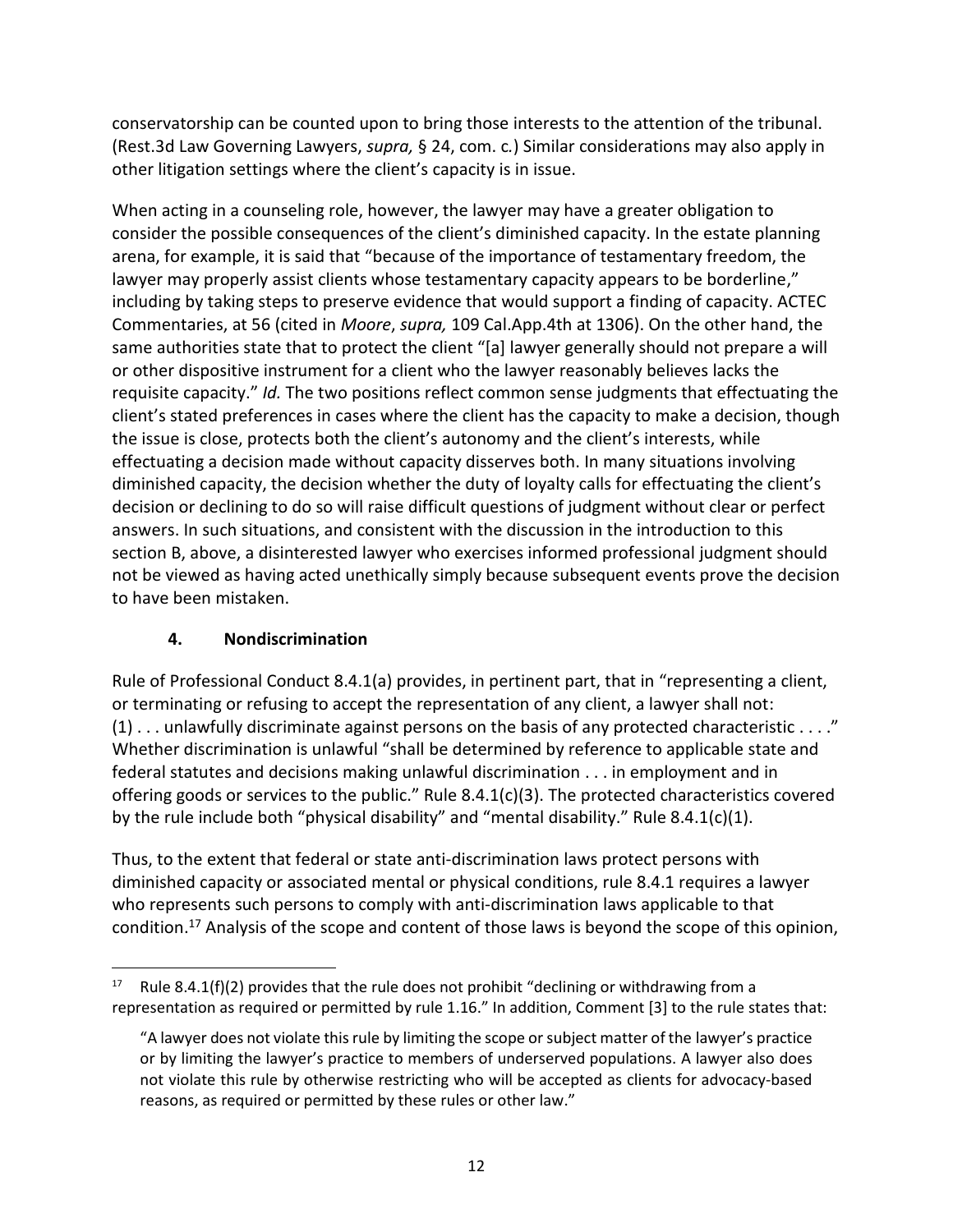conservatorship can be counted upon to bring those interests to the attention of the tribunal. (Rest.3d Law Governing Lawyers, *supra,* § 24, com. c.) Similar considerations may also apply in other litigation settings where the client's capacity is in issue.

When acting in a counseling role, however, the lawyer may have a greater obligation to consider the possible consequences of the client's diminished capacity. In the estate planning arena, for example, it is said that "because of the importance of testamentary freedom, the lawyer may properly assist clients whose testamentary capacity appears to be borderline," including by taking steps to preserve evidence that would support a finding of capacity. ACTEC Commentaries, at 56 (cited in *Moore*, *supra,* 109 Cal.App.4th at 1306). On the other hand, the same authorities state that to protect the client "[a] lawyer generally should not prepare a will or other dispositive instrument for a client who the lawyer reasonably believes lacks the requisite capacity." *Id.* The two positions reflect common sense judgments that effectuating the client's stated preferences in cases where the client has the capacity to make a decision, though the issue is close, protects both the client's autonomy and the client's interests, while effectuating a decision made without capacity disserves both. In many situations involving diminished capacity, the decision whether the duty of loyalty calls for effectuating the client's decision or declining to do so will raise difficult questions of judgment without clear or perfect answers. In such situations, and consistent with the discussion in the introduction to this section B, above, a disinterested lawyer who exercises informed professional judgment should not be viewed as having acted unethically simply because subsequent events prove the decision to have been mistaken.

### 4. Nondiscrimination

Rule of Professional Conduct 8.4.1(a) provides, in pertinent part, that in "representing a client, or terminating or refusing to accept the representation of any client, a lawyer shall not: (1) . . . unlawfully discriminate against persons on the basis of any protected characteristic . . . ." Whether discrimination is unlawful "shall be determined by reference to applicable state and federal statutes and decisions making unlawful discrimination . . . in employment and in offering goods or services to the public." Rule 8.4.1(c)(3). The protected characteristics covered by the rule include both "physical disability" and "mental disability." Rule 8.4.1(c)(1).

Thus, to the extent that federal or state anti-discrimination laws protect persons with diminished capacity or associated mental or physical conditions, rule 8.4.1 requires a lawyer who represents such persons to comply with anti-discrimination laws applicable to that condition.[17] Analysis of the scope and content of those laws is beyond the scope of this opinion,

---

[17] Rule 8.4.1(f)(2) provides that the rule does not prohibit "declining or withdrawing from a representation as required or permitted by rule 1.16." In addition, Comment [3] to the rule states that:

> "A lawyer does not violate this rule by limiting the scope or subject matter of the lawyer's practice or by limiting the lawyer's practice to members of underserved populations. A lawyer also does not violate this rule by otherwise restricting who will be accepted as clients for advocacy-based reasons, as required or permitted by these rules or other law."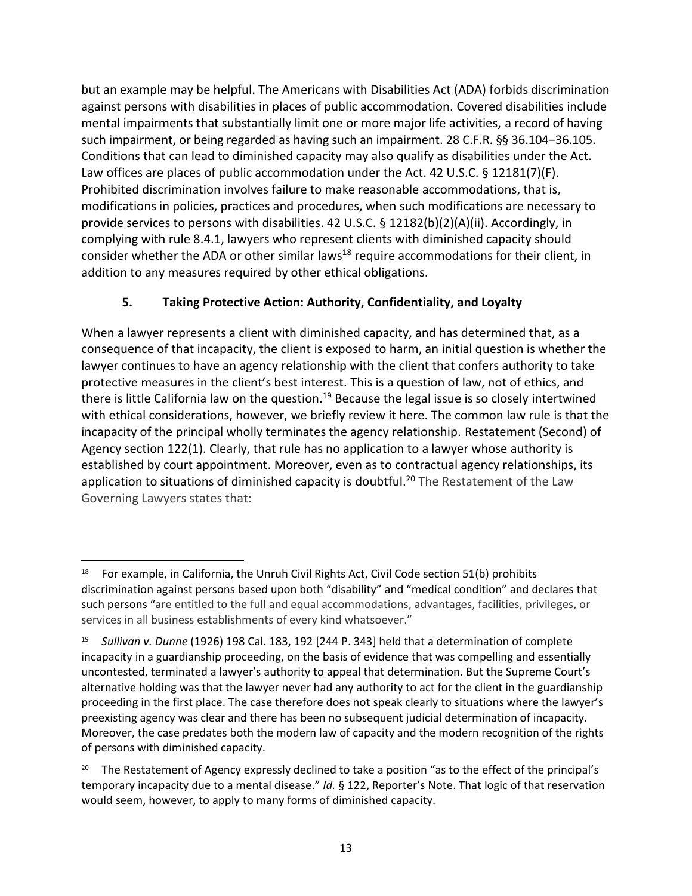but an example may be helpful. The Americans with Disabilities Act (ADA) forbids discrimination against persons with disabilities in places of public accommodation. Covered disabilities include mental impairments that substantially limit one or more major life activities, a record of having such impairment, or being regarded as having such an impairment. 28 C.F.R. §§ 36.104–36.105. Conditions that can lead to diminished capacity may also qualify as disabilities under the Act. Law offices are places of public accommodation under the Act. 42 U.S.C. § 12181(7)(F). Prohibited discrimination involves failure to make reasonable accommodations, that is, modifications in policies, practices and procedures, when such modifications are necessary to provide services to persons with disabilities. 42 U.S.C. § 12182(b)(2)(A)(ii). Accordingly, in complying with rule 8.4.1, lawyers who represent clients with diminished capacity should consider whether the ADA or other similar laws[18] require accommodations for their client, in addition to any measures required by other ethical obligations.

### 5. Taking Protective Action: Authority, Confidentiality, and Loyalty

When a lawyer represents a client with diminished capacity, and has determined that, as a consequence of that incapacity, the client is exposed to harm, an initial question is whether the lawyer continues to have an agency relationship with the client that confers authority to take protective measures in the client's best interest. This is a question of law, not of ethics, and there is little California law on the question.[19] Because the legal issue is so closely intertwined with ethical considerations, however, we briefly review it here. The common law rule is that the incapacity of the principal wholly terminates the agency relationship. Restatement (Second) of Agency section 122(1). Clearly, that rule has no application to a lawyer whose authority is established by court appointment. Moreover, even as to contractual agency relationships, its application to situations of diminished capacity is doubtful.[20] The Restatement of the Law Governing Lawyers states that:

---

[18] For example, in California, the Unruh Civil Rights Act, Civil Code section 51(b) prohibits discrimination against persons based upon both "disability" and "medical condition" and declares that such persons "are entitled to the full and equal accommodations, advantages, facilities, privileges, or services in all business establishments of every kind whatsoever."

[19] *Sullivan v. Dunne* (1926) 198 Cal. 183, 192 [244 P. 343] held that a determination of complete incapacity in a guardianship proceeding, on the basis of evidence that was compelling and essentially uncontested, terminated a lawyer's authority to appeal that determination. But the Supreme Court's alternative holding was that the lawyer never had any authority to act for the client in the guardianship proceeding in the first place. The case therefore does not speak clearly to situations where the lawyer's preexisting agency was clear and there has been no subsequent judicial determination of incapacity. Moreover, the case predates both the modern law of capacity and the modern recognition of the rights of persons with diminished capacity.

[20] The Restatement of Agency expressly declined to take a position "as to the effect of the principal's temporary incapacity due to a mental disease." *Id.* § 122, Reporter's Note. That logic of that reservation would seem, however, to apply to many forms of diminished capacity.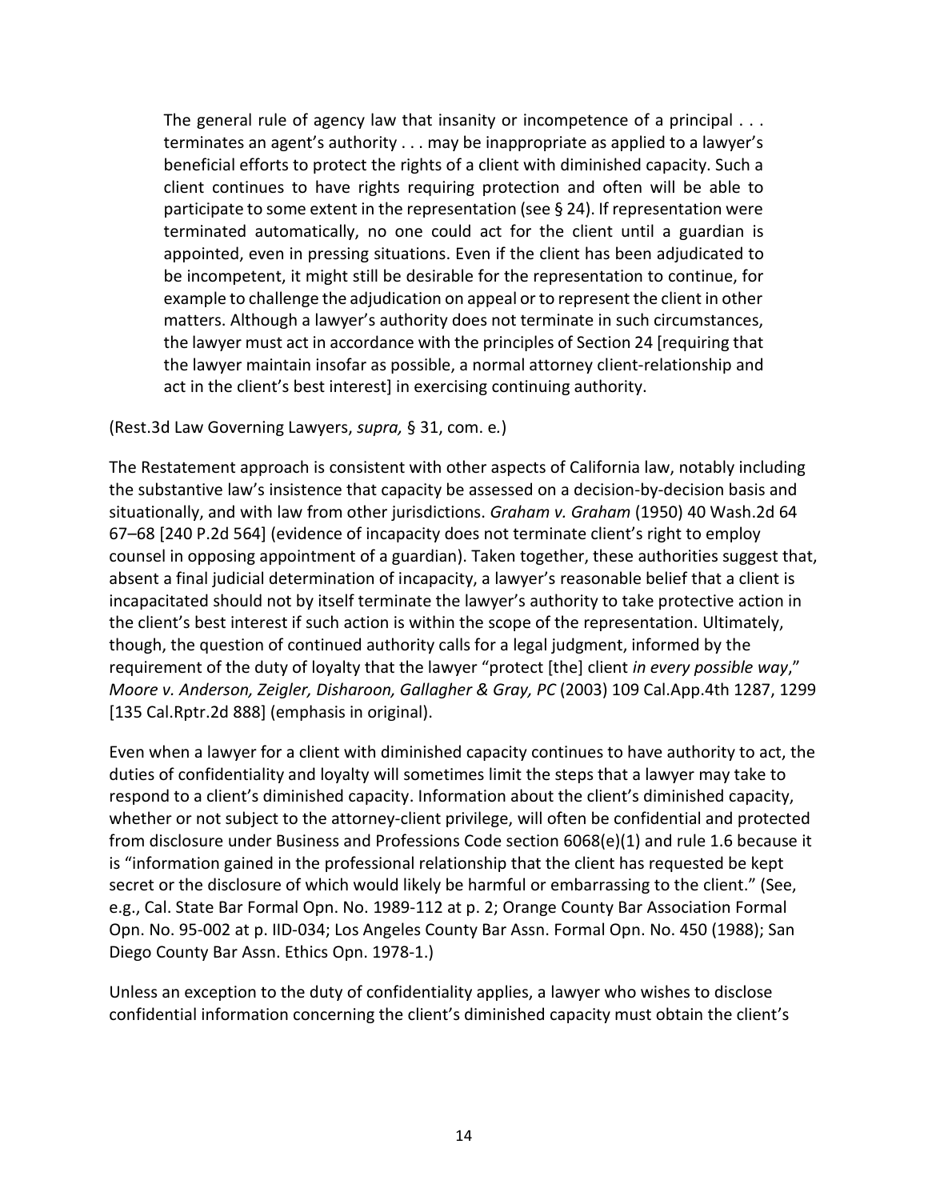> The general rule of agency law that insanity or incompetence of a principal . . . terminates an agent's authority . . . may be inappropriate as applied to a lawyer's beneficial efforts to protect the rights of a client with diminished capacity. Such a client continues to have rights requiring protection and often will be able to participate to some extent in the representation (see § 24). If representation were terminated automatically, no one could act for the client until a guardian is appointed, even in pressing situations. Even if the client has been adjudicated to be incompetent, it might still be desirable for the representation to continue, for example to challenge the adjudication on appeal or to represent the client in other matters. Although a lawyer's authority does not terminate in such circumstances, the lawyer must act in accordance with the principles of Section 24 [requiring that the lawyer maintain insofar as possible, a normal attorney client-relationship and act in the client's best interest] in exercising continuing authority.

(Rest.3d Law Governing Lawyers, *supra,* § 31, com. e.)

The Restatement approach is consistent with other aspects of California law, notably including the substantive law's insistence that capacity be assessed on a decision-by-decision basis and situationally, and with law from other jurisdictions. *Graham v. Graham* (1950) 40 Wash.2d 64 67–68 [240 P.2d 564] (evidence of incapacity does not terminate client's right to employ counsel in opposing appointment of a guardian). Taken together, these authorities suggest that, absent a final judicial determination of incapacity, a lawyer's reasonable belief that a client is incapacitated should not by itself terminate the lawyer's authority to take protective action in the client's best interest if such action is within the scope of the representation. Ultimately, though, the question of continued authority calls for a legal judgment, informed by the requirement of the duty of loyalty that the lawyer "protect [the] client *in every possible way*," *Moore v. Anderson, Zeigler, Disharoon, Gallagher & Gray, PC* (2003) 109 Cal.App.4th 1287, 1299 [135 Cal.Rptr.2d 888] (emphasis in original).

Even when a lawyer for a client with diminished capacity continues to have authority to act, the duties of confidentiality and loyalty will sometimes limit the steps that a lawyer may take to respond to a client's diminished capacity. Information about the client's diminished capacity, whether or not subject to the attorney-client privilege, will often be confidential and protected from disclosure under Business and Professions Code section 6068(e)(1) and rule 1.6 because it is "information gained in the professional relationship that the client has requested be kept secret or the disclosure of which would likely be harmful or embarrassing to the client." (See, e.g., Cal. State Bar Formal Opn. No. 1989-112 at p. 2; Orange County Bar Association Formal Opn. No. 95-002 at p. IID-034; Los Angeles County Bar Assn. Formal Opn. No. 450 (1988); San Diego County Bar Assn. Ethics Opn. 1978-1.)

Unless an exception to the duty of confidentiality applies, a lawyer who wishes to disclose confidential information concerning the client's diminished capacity must obtain the client's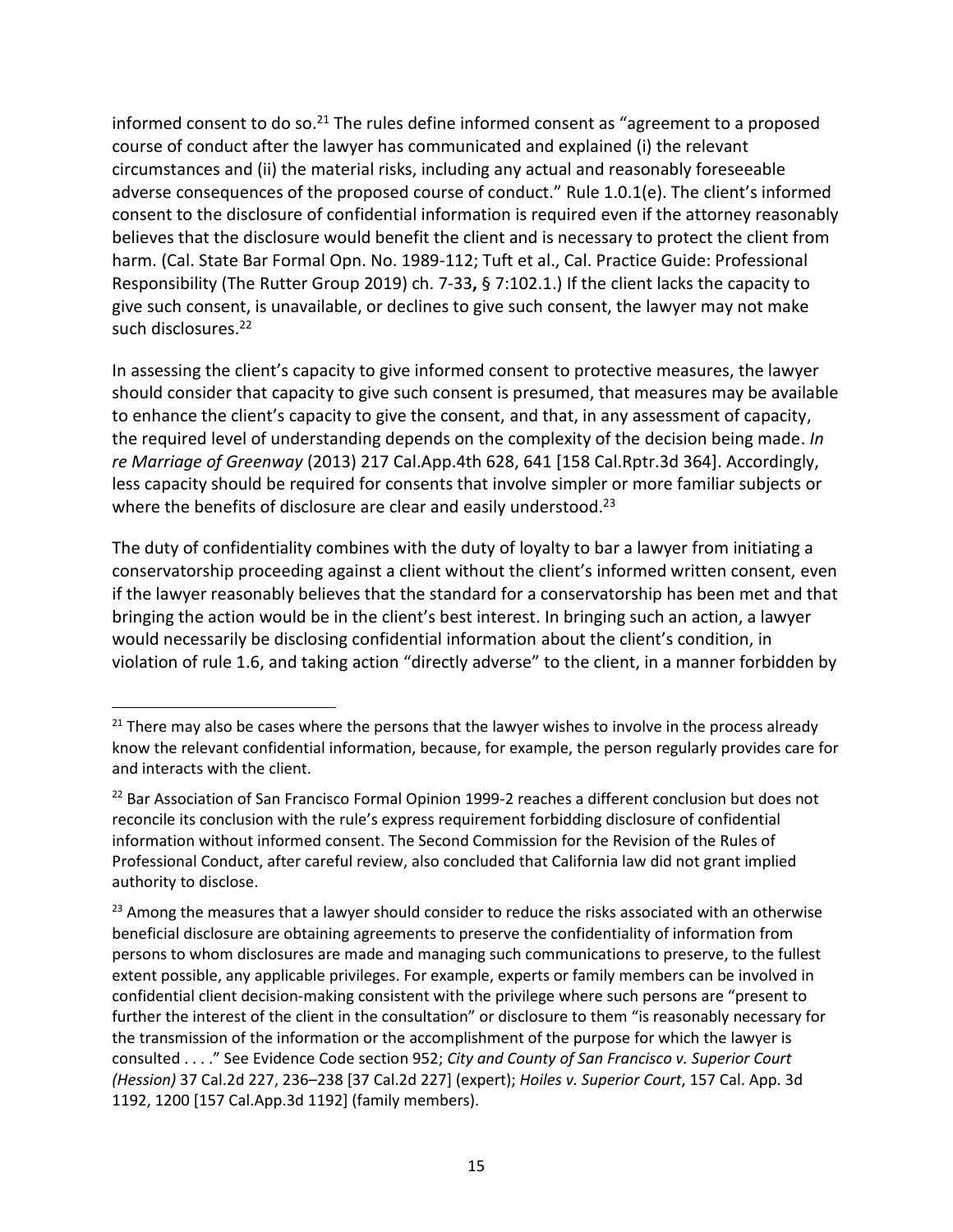informed consent to do so.[21] The rules define informed consent as "agreement to a proposed course of conduct after the lawyer has communicated and explained (i) the relevant circumstances and (ii) the material risks, including any actual and reasonably foreseeable adverse consequences of the proposed course of conduct." Rule 1.0.1(e). The client's informed consent to the disclosure of confidential information is required even if the attorney reasonably believes that the disclosure would benefit the client and is necessary to protect the client from harm. (Cal. State Bar Formal Opn. No. 1989-112; Tuft et al., Cal. Practice Guide: Professional Responsibility (The Rutter Group 2019) ch. 7-33**,** § 7:102.1.) If the client lacks the capacity to give such consent, is unavailable, or declines to give such consent, the lawyer may not make such disclosures.[22]

In assessing the client's capacity to give informed consent to protective measures, the lawyer should consider that capacity to give such consent is presumed, that measures may be available to enhance the client's capacity to give the consent, and that, in any assessment of capacity, the required level of understanding depends on the complexity of the decision being made. *In re Marriage of Greenway* (2013) 217 Cal.App.4th 628, 641 [158 Cal.Rptr.3d 364]. Accordingly, less capacity should be required for consents that involve simpler or more familiar subjects or where the benefits of disclosure are clear and easily understood.[23]

The duty of confidentiality combines with the duty of loyalty to bar a lawyer from initiating a conservatorship proceeding against a client without the client's informed written consent, even if the lawyer reasonably believes that the standard for a conservatorship has been met and that bringing the action would be in the client's best interest. In bringing such an action, a lawyer would necessarily be disclosing confidential information about the client's condition, in violation of rule 1.6, and taking action "directly adverse" to the client, in a manner forbidden by

---

[21] There may also be cases where the persons that the lawyer wishes to involve in the process already know the relevant confidential information, because, for example, the person regularly provides care for and interacts with the client.

[22] Bar Association of San Francisco Formal Opinion 1999-2 reaches a different conclusion but does not reconcile its conclusion with the rule's express requirement forbidding disclosure of confidential information without informed consent. The Second Commission for the Revision of the Rules of Professional Conduct, after careful review, also concluded that California law did not grant implied authority to disclose.

[23] Among the measures that a lawyer should consider to reduce the risks associated with an otherwise beneficial disclosure are obtaining agreements to preserve the confidentiality of information from persons to whom disclosures are made and managing such communications to preserve, to the fullest extent possible, any applicable privileges. For example, experts or family members can be involved in confidential client decision-making consistent with the privilege where such persons are "present to further the interest of the client in the consultation" or disclosure to them "is reasonably necessary for the transmission of the information or the accomplishment of the purpose for which the lawyer is consulted . . . ." See Evidence Code section 952; *City and County of San Francisco v. Superior Court (Hession)* 37 Cal.2d 227, 236–238 [37 Cal.2d 227] (expert); *Hoiles v. Superior Court*, 157 Cal. App. 3d 1192, 1200 [157 Cal.App.3d 1192] (family members).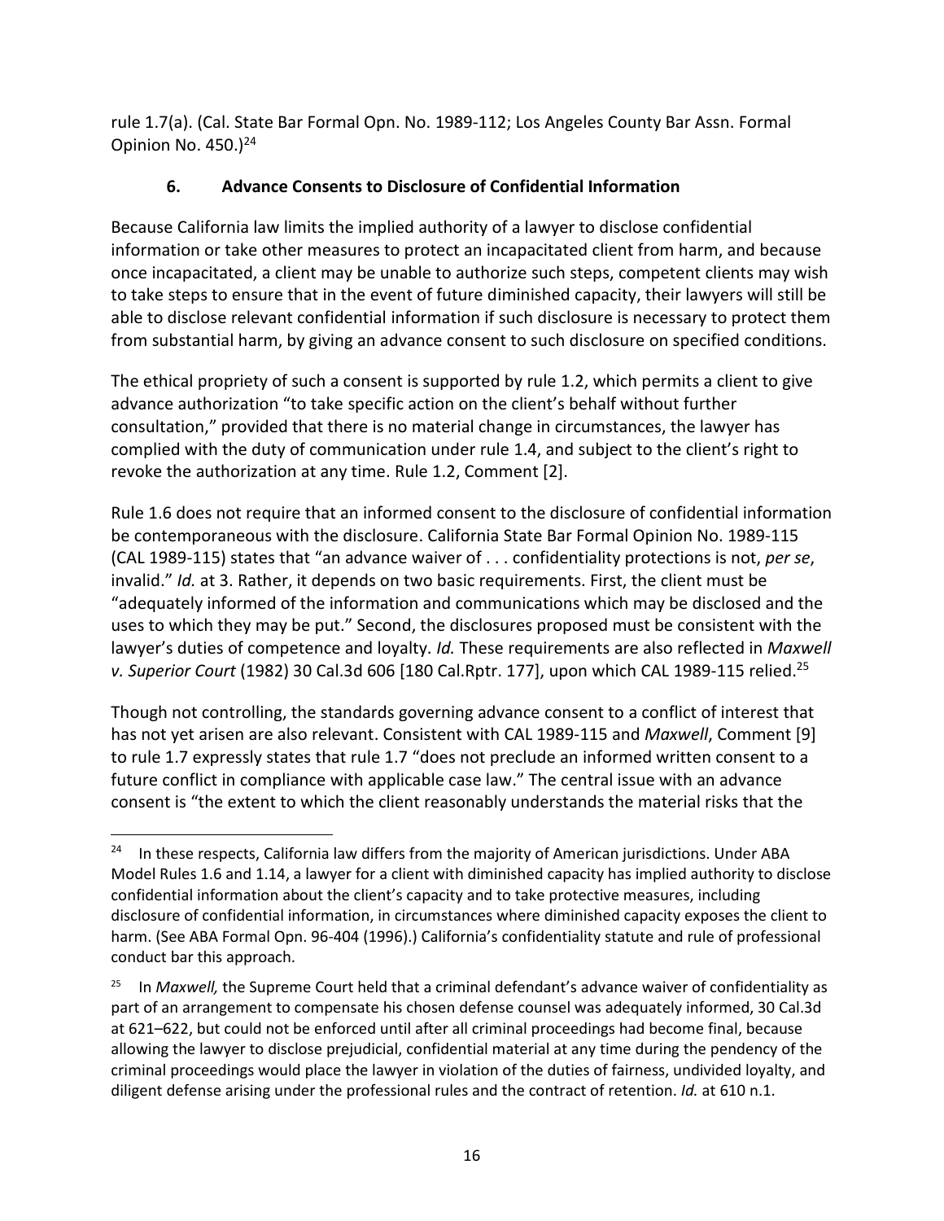rule 1.7(a). (Cal. State Bar Formal Opn. No. 1989-112; Los Angeles County Bar Assn. Formal Opinion No. 450.)[24]

### 6. Advance Consents to Disclosure of Confidential Information

Because California law limits the implied authority of a lawyer to disclose confidential information or take other measures to protect an incapacitated client from harm, and because once incapacitated, a client may be unable to authorize such steps, competent clients may wish to take steps to ensure that in the event of future diminished capacity, their lawyers will still be able to disclose relevant confidential information if such disclosure is necessary to protect them from substantial harm, by giving an advance consent to such disclosure on specified conditions.

The ethical propriety of such a consent is supported by rule 1.2, which permits a client to give advance authorization "to take specific action on the client's behalf without further consultation," provided that there is no material change in circumstances, the lawyer has complied with the duty of communication under rule 1.4, and subject to the client's right to revoke the authorization at any time. Rule 1.2, Comment [2].

Rule 1.6 does not require that an informed consent to the disclosure of confidential information be contemporaneous with the disclosure. California State Bar Formal Opinion No. 1989-115 (CAL 1989-115) states that "an advance waiver of . . . confidentiality protections is not, *per se*, invalid." *Id.* at 3. Rather, it depends on two basic requirements. First, the client must be "adequately informed of the information and communications which may be disclosed and the uses to which they may be put." Second, the disclosures proposed must be consistent with the lawyer's duties of competence and loyalty. *Id.* These requirements are also reflected in *Maxwell v. Superior Court* (1982) 30 Cal.3d 606 [180 Cal.Rptr. 177], upon which CAL 1989-115 relied.[25]

Though not controlling, the standards governing advance consent to a conflict of interest that has not yet arisen are also relevant. Consistent with CAL 1989-115 and *Maxwell*, Comment [9] to rule 1.7 expressly states that rule 1.7 "does not preclude an informed written consent to a future conflict in compliance with applicable case law." The central issue with an advance consent is "the extent to which the client reasonably understands the material risks that the

---

[24] In these respects, California law differs from the majority of American jurisdictions. Under ABA Model Rules 1.6 and 1.14, a lawyer for a client with diminished capacity has implied authority to disclose confidential information about the client's capacity and to take protective measures, including disclosure of confidential information, in circumstances where diminished capacity exposes the client to harm. (See ABA Formal Opn. 96-404 (1996).) California's confidentiality statute and rule of professional conduct bar this approach.

[25] In *Maxwell,* the Supreme Court held that a criminal defendant's advance waiver of confidentiality as part of an arrangement to compensate his chosen defense counsel was adequately informed, 30 Cal.3d at 621–622, but could not be enforced until after all criminal proceedings had become final, because allowing the lawyer to disclose prejudicial, confidential material at any time during the pendency of the criminal proceedings would place the lawyer in violation of the duties of fairness, undivided loyalty, and diligent defense arising under the professional rules and the contract of retention. *Id.* at 610 n.1.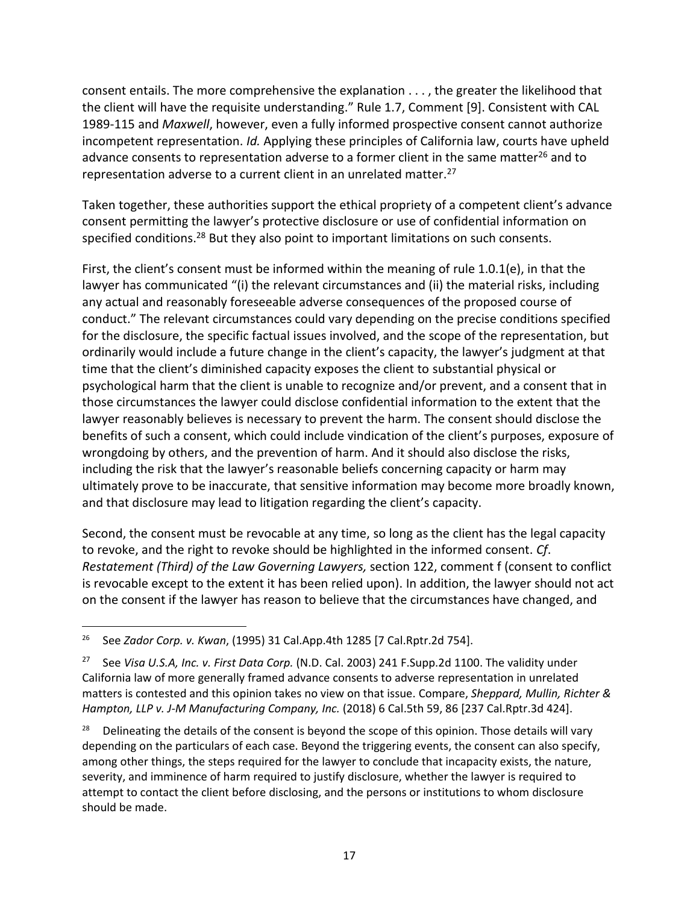consent entails. The more comprehensive the explanation . . . , the greater the likelihood that the client will have the requisite understanding." Rule 1.7, Comment [9]. Consistent with CAL 1989-115 and *Maxwell*, however, even a fully informed prospective consent cannot authorize incompetent representation. *Id.* Applying these principles of California law, courts have upheld advance consents to representation adverse to a former client in the same matter[26] and to representation adverse to a current client in an unrelated matter.[27]

Taken together, these authorities support the ethical propriety of a competent client's advance consent permitting the lawyer's protective disclosure or use of confidential information on specified conditions.[28] But they also point to important limitations on such consents.

First, the client's consent must be informed within the meaning of rule 1.0.1(e), in that the lawyer has communicated "(i) the relevant circumstances and (ii) the material risks, including any actual and reasonably foreseeable adverse consequences of the proposed course of conduct." The relevant circumstances could vary depending on the precise conditions specified for the disclosure, the specific factual issues involved, and the scope of the representation, but ordinarily would include a future change in the client's capacity, the lawyer's judgment at that time that the client's diminished capacity exposes the client to substantial physical or psychological harm that the client is unable to recognize and/or prevent, and a consent that in those circumstances the lawyer could disclose confidential information to the extent that the lawyer reasonably believes is necessary to prevent the harm. The consent should disclose the benefits of such a consent, which could include vindication of the client's purposes, exposure of wrongdoing by others, and the prevention of harm. And it should also disclose the risks, including the risk that the lawyer's reasonable beliefs concerning capacity or harm may ultimately prove to be inaccurate, that sensitive information may become more broadly known, and that disclosure may lead to litigation regarding the client's capacity.

Second, the consent must be revocable at any time, so long as the client has the legal capacity to revoke, and the right to revoke should be highlighted in the informed consent. *Cf*. *Restatement (Third) of the Law Governing Lawyers,* section 122, comment f (consent to conflict is revocable except to the extent it has been relied upon). In addition, the lawyer should not act on the consent if the lawyer has reason to believe that the circumstances have changed, and

---

[26] See *Zador Corp. v. Kwan*, (1995) 31 Cal.App.4th 1285 [7 Cal.Rptr.2d 754].

[27] See *Visa U.S.A, Inc. v. First Data Corp.* (N.D. Cal. 2003) 241 F.Supp.2d 1100. The validity under California law of more generally framed advance consents to adverse representation in unrelated matters is contested and this opinion takes no view on that issue. Compare, *Sheppard, Mullin, Richter & Hampton, LLP v. J-M Manufacturing Company, Inc.* (2018) 6 Cal.5th 59, 86 [237 Cal.Rptr.3d 424].

[28] Delineating the details of the consent is beyond the scope of this opinion. Those details will vary depending on the particulars of each case. Beyond the triggering events, the consent can also specify, among other things, the steps required for the lawyer to conclude that incapacity exists, the nature, severity, and imminence of harm required to justify disclosure, whether the lawyer is required to attempt to contact the client before disclosing, and the persons or institutions to whom disclosure should be made.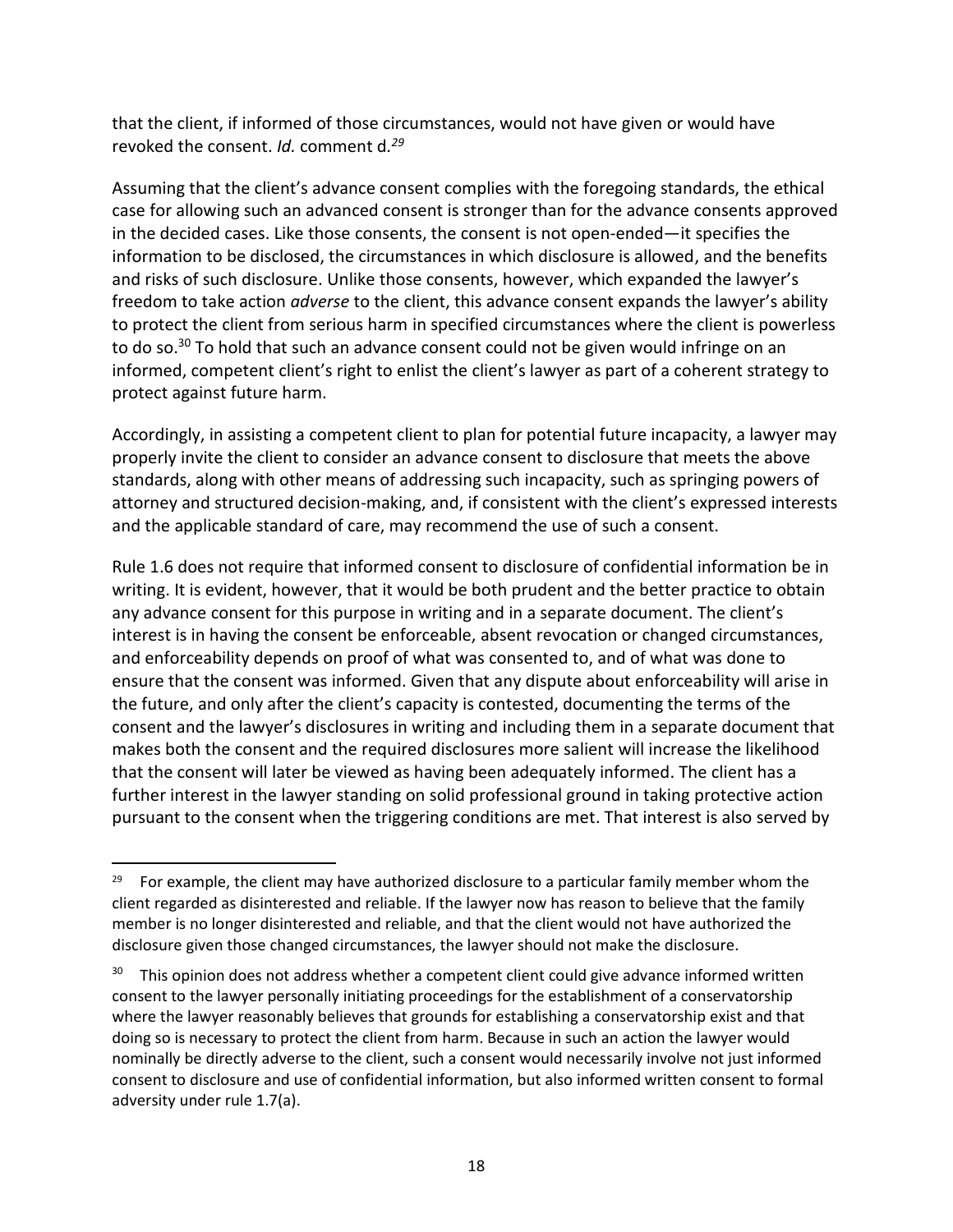that the client, if informed of those circumstances, would not have given or would have revoked the consent. *Id.* comment d.[29]

Assuming that the client's advance consent complies with the foregoing standards, the ethical case for allowing such an advanced consent is stronger than for the advance consents approved in the decided cases. Like those consents, the consent is not open-ended—it specifies the information to be disclosed, the circumstances in which disclosure is allowed, and the benefits and risks of such disclosure. Unlike those consents, however, which expanded the lawyer's freedom to take action *adverse* to the client, this advance consent expands the lawyer's ability to protect the client from serious harm in specified circumstances where the client is powerless to do so.[30] To hold that such an advance consent could not be given would infringe on an informed, competent client's right to enlist the client's lawyer as part of a coherent strategy to protect against future harm.

Accordingly, in assisting a competent client to plan for potential future incapacity, a lawyer may properly invite the client to consider an advance consent to disclosure that meets the above standards, along with other means of addressing such incapacity, such as springing powers of attorney and structured decision-making, and, if consistent with the client's expressed interests and the applicable standard of care, may recommend the use of such a consent.

Rule 1.6 does not require that informed consent to disclosure of confidential information be in writing. It is evident, however, that it would be both prudent and the better practice to obtain any advance consent for this purpose in writing and in a separate document. The client's interest is in having the consent be enforceable, absent revocation or changed circumstances, and enforceability depends on proof of what was consented to, and of what was done to ensure that the consent was informed. Given that any dispute about enforceability will arise in the future, and only after the client's capacity is contested, documenting the terms of the consent and the lawyer's disclosures in writing and including them in a separate document that makes both the consent and the required disclosures more salient will increase the likelihood that the consent will later be viewed as having been adequately informed. The client has a further interest in the lawyer standing on solid professional ground in taking protective action pursuant to the consent when the triggering conditions are met. That interest is also served by

---

[29] For example, the client may have authorized disclosure to a particular family member whom the client regarded as disinterested and reliable. If the lawyer now has reason to believe that the family member is no longer disinterested and reliable, and that the client would not have authorized the disclosure given those changed circumstances, the lawyer should not make the disclosure.

[30] This opinion does not address whether a competent client could give advance informed written consent to the lawyer personally initiating proceedings for the establishment of a conservatorship where the lawyer reasonably believes that grounds for establishing a conservatorship exist and that doing so is necessary to protect the client from harm. Because in such an action the lawyer would nominally be directly adverse to the client, such a consent would necessarily involve not just informed consent to disclosure and use of confidential information, but also informed written consent to formal adversity under rule 1.7(a).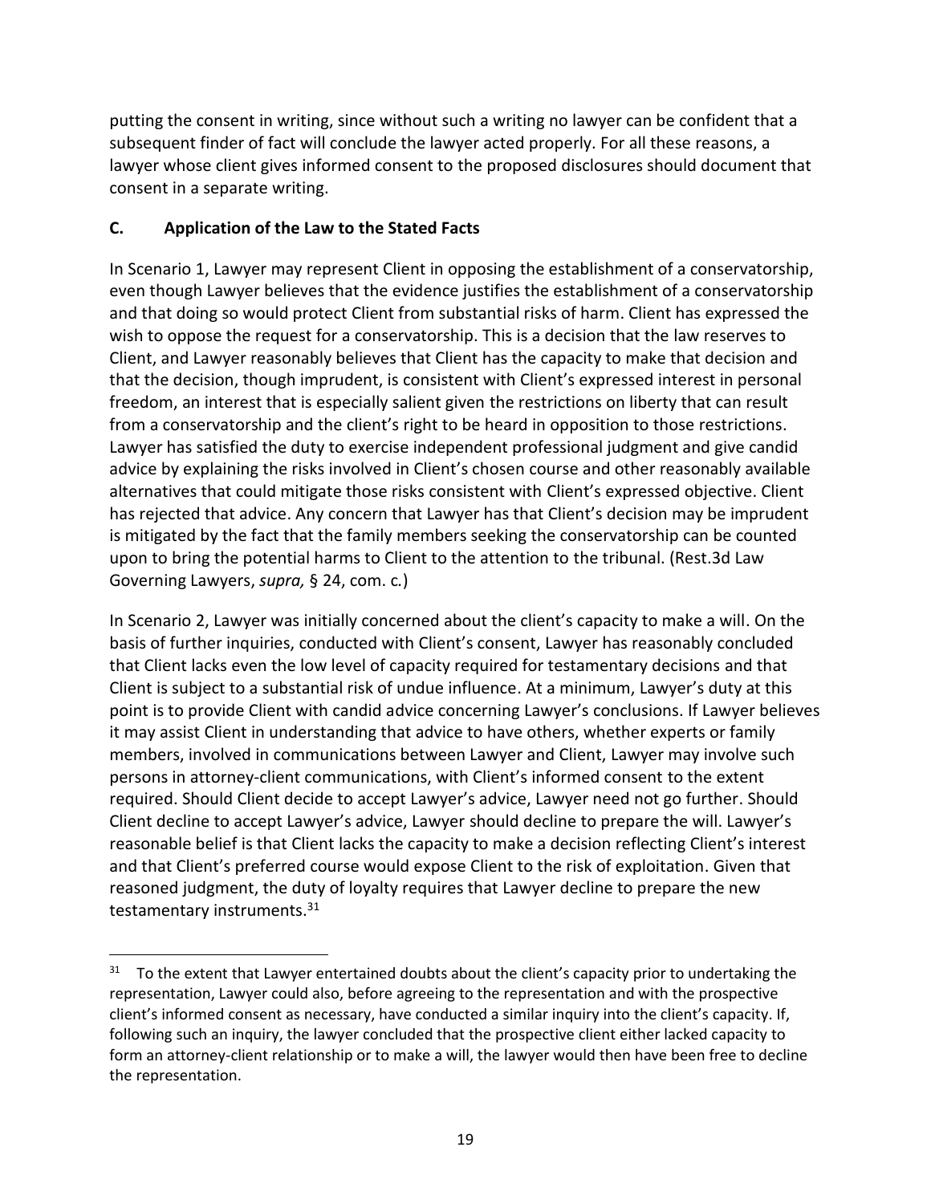putting the consent in writing, since without such a writing no lawyer can be confident that a subsequent finder of fact will conclude the lawyer acted properly. For all these reasons, a lawyer whose client gives informed consent to the proposed disclosures should document that consent in a separate writing.

### C. Application of the Law to the Stated Facts

In Scenario 1, Lawyer may represent Client in opposing the establishment of a conservatorship, even though Lawyer believes that the evidence justifies the establishment of a conservatorship and that doing so would protect Client from substantial risks of harm. Client has expressed the wish to oppose the request for a conservatorship. This is a decision that the law reserves to Client, and Lawyer reasonably believes that Client has the capacity to make that decision and that the decision, though imprudent, is consistent with Client's expressed interest in personal freedom, an interest that is especially salient given the restrictions on liberty that can result from a conservatorship and the client's right to be heard in opposition to those restrictions. Lawyer has satisfied the duty to exercise independent professional judgment and give candid advice by explaining the risks involved in Client's chosen course and other reasonably available alternatives that could mitigate those risks consistent with Client's expressed objective. Client has rejected that advice. Any concern that Lawyer has that Client's decision may be imprudent is mitigated by the fact that the family members seeking the conservatorship can be counted upon to bring the potential harms to Client to the attention to the tribunal. (Rest.3d Law Governing Lawyers, *supra,* § 24, com. c*.*)

In Scenario 2, Lawyer was initially concerned about the client's capacity to make a will. On the basis of further inquiries, conducted with Client's consent, Lawyer has reasonably concluded that Client lacks even the low level of capacity required for testamentary decisions and that Client is subject to a substantial risk of undue influence. At a minimum, Lawyer's duty at this point is to provide Client with candid advice concerning Lawyer's conclusions. If Lawyer believes it may assist Client in understanding that advice to have others, whether experts or family members, involved in communications between Lawyer and Client, Lawyer may involve such persons in attorney-client communications, with Client's informed consent to the extent required. Should Client decide to accept Lawyer's advice, Lawyer need not go further. Should Client decline to accept Lawyer's advice, Lawyer should decline to prepare the will. Lawyer's reasonable belief is that Client lacks the capacity to make a decision reflecting Client's interest and that Client's preferred course would expose Client to the risk of exploitation. Given that reasoned judgment, the duty of loyalty requires that Lawyer decline to prepare the new testamentary instruments.[31]

---

[31] To the extent that Lawyer entertained doubts about the client's capacity prior to undertaking the representation, Lawyer could also, before agreeing to the representation and with the prospective client's informed consent as necessary, have conducted a similar inquiry into the client's capacity. If, following such an inquiry, the lawyer concluded that the prospective client either lacked capacity to form an attorney-client relationship or to make a will, the lawyer would then have been free to decline the representation.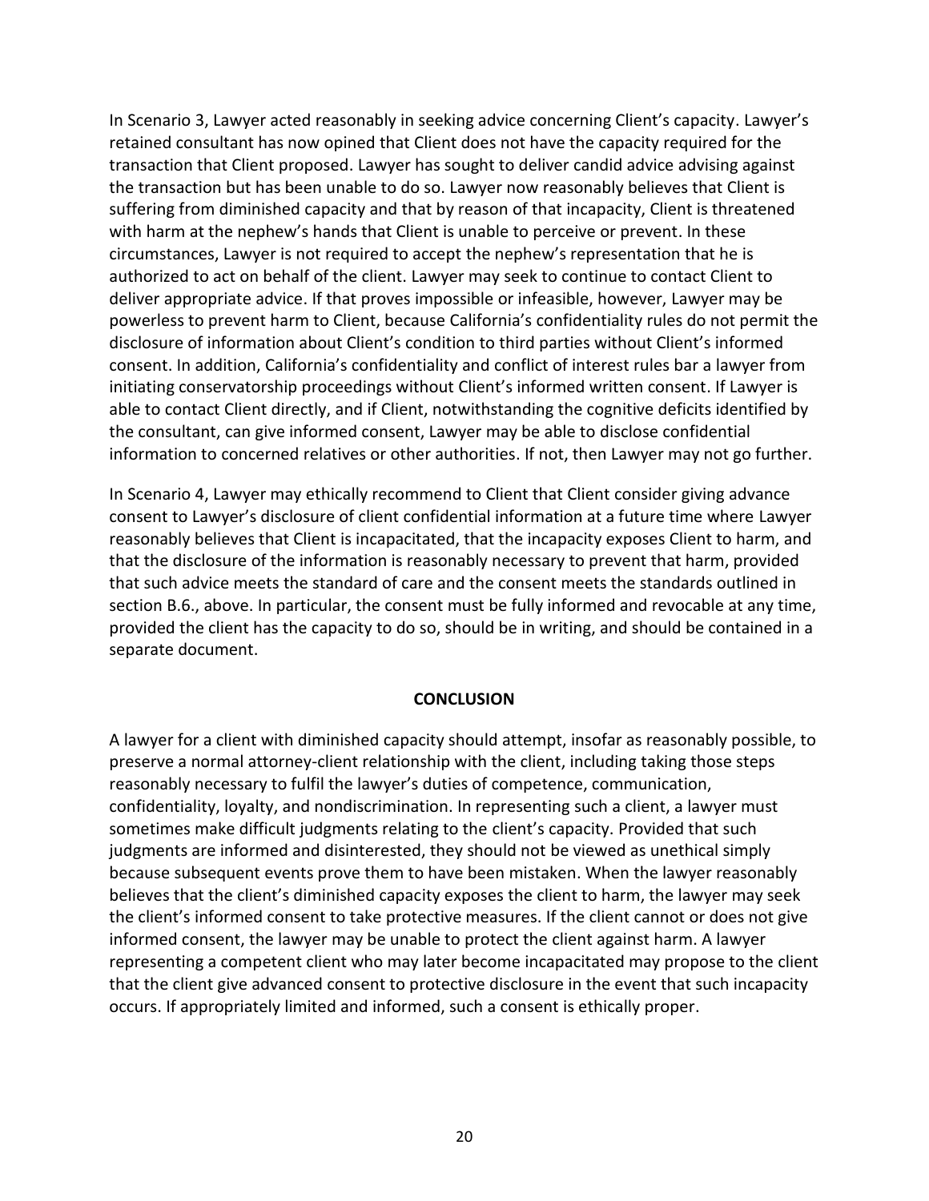In Scenario 3, Lawyer acted reasonably in seeking advice concerning Client's capacity. Lawyer's retained consultant has now opined that Client does not have the capacity required for the transaction that Client proposed. Lawyer has sought to deliver candid advice advising against the transaction but has been unable to do so. Lawyer now reasonably believes that Client is suffering from diminished capacity and that by reason of that incapacity, Client is threatened with harm at the nephew's hands that Client is unable to perceive or prevent. In these circumstances, Lawyer is not required to accept the nephew's representation that he is authorized to act on behalf of the client. Lawyer may seek to continue to contact Client to deliver appropriate advice. If that proves impossible or infeasible, however, Lawyer may be powerless to prevent harm to Client, because California's confidentiality rules do not permit the disclosure of information about Client's condition to third parties without Client's informed consent. In addition, California's confidentiality and conflict of interest rules bar a lawyer from initiating conservatorship proceedings without Client's informed written consent. If Lawyer is able to contact Client directly, and if Client, notwithstanding the cognitive deficits identified by the consultant, can give informed consent, Lawyer may be able to disclose confidential information to concerned relatives or other authorities. If not, then Lawyer may not go further.

In Scenario 4, Lawyer may ethically recommend to Client that Client consider giving advance consent to Lawyer's disclosure of client confidential information at a future time where Lawyer reasonably believes that Client is incapacitated, that the incapacity exposes Client to harm, and that the disclosure of the information is reasonably necessary to prevent that harm, provided that such advice meets the standard of care and the consent meets the standards outlined in section B.6., above. In particular, the consent must be fully informed and revocable at any time, provided the client has the capacity to do so, should be in writing, and should be contained in a separate document.

## CONCLUSION

A lawyer for a client with diminished capacity should attempt, insofar as reasonably possible, to preserve a normal attorney-client relationship with the client, including taking those steps reasonably necessary to fulfil the lawyer's duties of competence, communication, confidentiality, loyalty, and nondiscrimination. In representing such a client, a lawyer must sometimes make difficult judgments relating to the client's capacity. Provided that such judgments are informed and disinterested, they should not be viewed as unethical simply because subsequent events prove them to have been mistaken. When the lawyer reasonably believes that the client's diminished capacity exposes the client to harm, the lawyer may seek the client's informed consent to take protective measures. If the client cannot or does not give informed consent, the lawyer may be unable to protect the client against harm. A lawyer representing a competent client who may later become incapacitated may propose to the client that the client give advanced consent to protective disclosure in the event that such incapacity occurs. If appropriately limited and informed, such a consent is ethically proper.